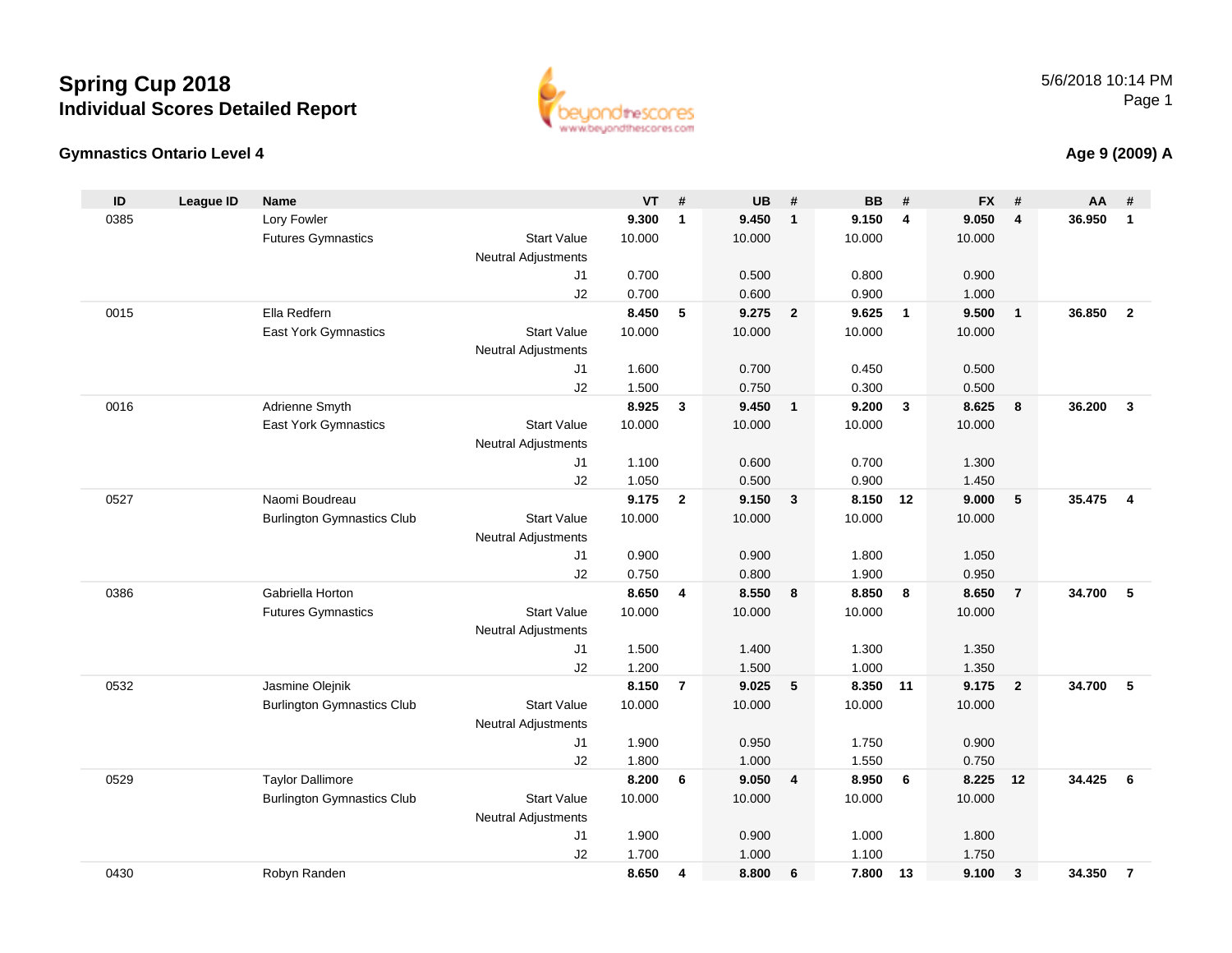# Spring Cup 2018

## Individual Scores Detailed Report

5/6/2018 10:14 PM

### Gymnastics Ontario Level 4

### Age 9 (2009) A

| ID | League ID | Name | | VT | # | UB | # | BB | # | FX | # | AA | # |
|---|---|---|---|---|---|---|---|---|---|---|---|---|---|
| 0385 | | Lory Fowler | | **9.300** | **1** | **9.450** | **1** | **9.150** | **4** | **9.050** | **4** | **36.950** | **1** |
| | | Futures Gymnastics | Start Value | 10.000 | | 10.000 | | 10.000 | | 10.000 | | | |
| | | | Neutral Adjustments | | | | | | | | | | |
| | | | J1 | 0.700 | | 0.500 | | 0.800 | | 0.900 | | | |
| | | | J2 | 0.700 | | 0.600 | | 0.900 | | 1.000 | | | |
| 0015 | | Ella Redfern | | **8.450** | **5** | **9.275** | **2** | **9.625** | **1** | **9.500** | **1** | **36.850** | **2** |
| | | East York Gymnastics | Start Value | 10.000 | | 10.000 | | 10.000 | | 10.000 | | | |
| | | | Neutral Adjustments | | | | | | | | | | |
| | | | J1 | 1.600 | | 0.700 | | 0.450 | | 0.500 | | | |
| | | | J2 | 1.500 | | 0.750 | | 0.300 | | 0.500 | | | |
| 0016 | | Adrienne Smyth | | **8.925** | **3** | **9.450** | **1** | **9.200** | **3** | **8.625** | **8** | **36.200** | **3** |
| | | East York Gymnastics | Start Value | 10.000 | | 10.000 | | 10.000 | | 10.000 | | | |
| | | | Neutral Adjustments | | | | | | | | | | |
| | | | J1 | 1.100 | | 0.600 | | 0.700 | | 1.300 | | | |
| | | | J2 | 1.050 | | 0.500 | | 0.900 | | 1.450 | | | |
| 0527 | | Naomi Boudreau | | **9.175** | **2** | **9.150** | **3** | **8.150** | **12** | **9.000** | **5** | **35.475** | **4** |
| | | Burlington Gymnastics Club | Start Value | 10.000 | | 10.000 | | 10.000 | | 10.000 | | | |
| | | | Neutral Adjustments | | | | | | | | | | |
| | | | J1 | 0.900 | | 0.900 | | 1.800 | | 1.050 | | | |
| | | | J2 | 0.750 | | 0.800 | | 1.900 | | 0.950 | | | |
| 0386 | | Gabriella Horton | | **8.650** | **4** | **8.550** | **8** | **8.850** | **8** | **8.650** | **7** | **34.700** | **5** |
| | | Futures Gymnastics | Start Value | 10.000 | | 10.000 | | 10.000 | | 10.000 | | | |
| | | | Neutral Adjustments | | | | | | | | | | |
| | | | J1 | 1.500 | | 1.400 | | 1.300 | | 1.350 | | | |
| | | | J2 | 1.200 | | 1.500 | | 1.000 | | 1.350 | | | |
| 0532 | | Jasmine Olejnik | | **8.150** | **7** | **9.025** | **5** | **8.350** | **11** | **9.175** | **2** | **34.700** | **5** |
| | | Burlington Gymnastics Club | Start Value | 10.000 | | 10.000 | | 10.000 | | 10.000 | | | |
| | | | Neutral Adjustments | | | | | | | | | | |
| | | | J1 | 1.900 | | 0.950 | | 1.750 | | 0.900 | | | |
| | | | J2 | 1.800 | | 1.000 | | 1.550 | | 0.750 | | | |
| 0529 | | Taylor Dallimore | | **8.200** | **6** | **9.050** | **4** | **8.950** | **6** | **8.225** | **12** | **34.425** | **6** |
| | | Burlington Gymnastics Club | Start Value | 10.000 | | 10.000 | | 10.000 | | 10.000 | | | |
| | | | Neutral Adjustments | | | | | | | | | | |
| | | | J1 | 1.900 | | 0.900 | | 1.000 | | 1.800 | | | |
| | | | J2 | 1.700 | | 1.000 | | 1.100 | | 1.750 | | | |
| 0430 | | Robyn Randen | | **8.650** | **4** | **8.800** | **6** | **7.800** | **13** | **9.100** | **3** | **34.350** | **7** |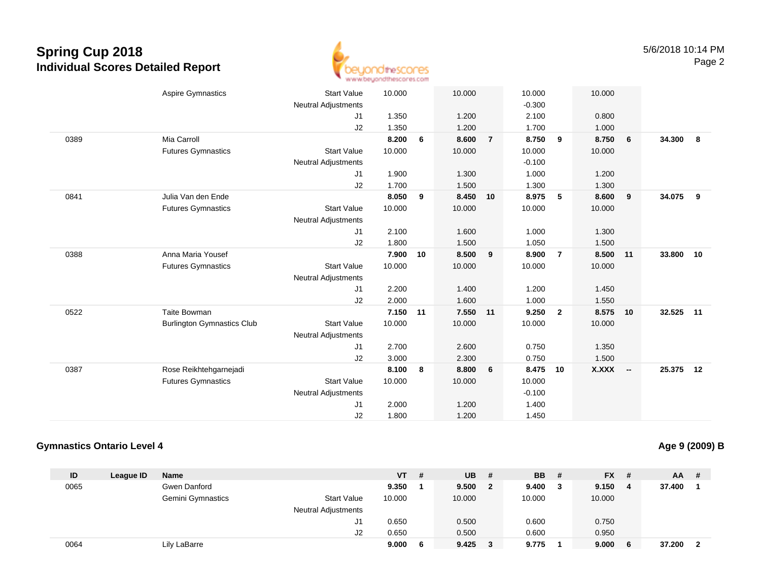# Spring Cup 2018
## Individual Scores Detailed Report

5/6/2018 10:14 PM

| ID | League ID | Name | | VT | # | UB | # | BB | # | FX | # | AA | # |
|---|---|---|---|---|---|---|---|---|---|---|---|---|---|
| | | Aspire Gymnastics | Start Value | 10.000 | | 10.000 | | 10.000 | | 10.000 | | | |
| | | | Neutral Adjustments | | | | | -0.300 | | | | | |
| | | | J1 | 1.350 | | 1.200 | | 2.100 | | 0.800 | | | |
| | | | J2 | 1.350 | | 1.200 | | 1.700 | | 1.000 | | | |
| 0389 | | Mia Carroll | | **8.200** | **6** | **8.600** | **7** | **8.750** | **9** | **8.750** | **6** | **34.300** | **8** |
| | | Futures Gymnastics | Start Value | 10.000 | | 10.000 | | 10.000 | | 10.000 | | | |
| | | | Neutral Adjustments | | | | | -0.100 | | | | | |
| | | | J1 | 1.900 | | 1.300 | | 1.000 | | 1.200 | | | |
| | | | J2 | 1.700 | | 1.500 | | 1.300 | | 1.300 | | | |
| 0841 | | Julia Van den Ende | | **8.050** | **9** | **8.450** | **10** | **8.975** | **5** | **8.600** | **9** | **34.075** | **9** |
| | | Futures Gymnastics | Start Value | 10.000 | | 10.000 | | 10.000 | | 10.000 | | | |
| | | | Neutral Adjustments | | | | | | | | | | |
| | | | J1 | 2.100 | | 1.600 | | 1.000 | | 1.300 | | | |
| | | | J2 | 1.800 | | 1.500 | | 1.050 | | 1.500 | | | |
| 0388 | | Anna Maria Yousef | | **7.900** | **10** | **8.500** | **9** | **8.900** | **7** | **8.500** | **11** | **33.800** | **10** |
| | | Futures Gymnastics | Start Value | 10.000 | | 10.000 | | 10.000 | | 10.000 | | | |
| | | | Neutral Adjustments | | | | | | | | | | |
| | | | J1 | 2.200 | | 1.400 | | 1.200 | | 1.450 | | | |
| | | | J2 | 2.000 | | 1.600 | | 1.000 | | 1.550 | | | |
| 0522 | | Taite Bowman | | **7.150** | **11** | **7.550** | **11** | **9.250** | **2** | **8.575** | **10** | **32.525** | **11** |
| | | Burlington Gymnastics Club | Start Value | 10.000 | | 10.000 | | 10.000 | | 10.000 | | | |
| | | | Neutral Adjustments | | | | | | | | | | |
| | | | J1 | 2.700 | | 2.600 | | 0.750 | | 1.350 | | | |
| | | | J2 | 3.000 | | 2.300 | | 0.750 | | 1.500 | | | |
| 0387 | | Rose Reikhtehgarnejadi | | **8.100** | **8** | **8.800** | **6** | **8.475** | **10** | **X.XXX** | **--** | **25.375** | **12** |
| | | Futures Gymnastics | Start Value | 10.000 | | 10.000 | | 10.000 | | | | | |
| | | | Neutral Adjustments | | | | | -0.100 | | | | | |
| | | | J1 | 2.000 | | 1.200 | | 1.400 | | | | | |
| | | | J2 | 1.800 | | 1.200 | | 1.450 | | | | | |

### Gymnastics Ontario Level 4

**Age 9 (2009) B**

| ID | League ID | Name | | VT | # | UB | # | BB | # | FX | # | AA | # |
|---|---|---|---|---|---|---|---|---|---|---|---|---|---|
| 0065 | | Gwen Danford | | **9.350** | **1** | **9.500** | **2** | **9.400** | **3** | **9.150** | **4** | **37.400** | **1** |
| | | Gemini Gymnastics | Start Value | 10.000 | | 10.000 | | 10.000 | | 10.000 | | | |
| | | | Neutral Adjustments | | | | | | | | | | |
| | | | J1 | 0.650 | | 0.500 | | 0.600 | | 0.750 | | | |
| | | | J2 | 0.650 | | 0.500 | | 0.600 | | 0.950 | | | |
| 0064 | | Lily LaBarre | | **9.000** | **6** | **9.425** | **3** | **9.775** | **1** | **9.000** | **6** | **37.200** | **2** |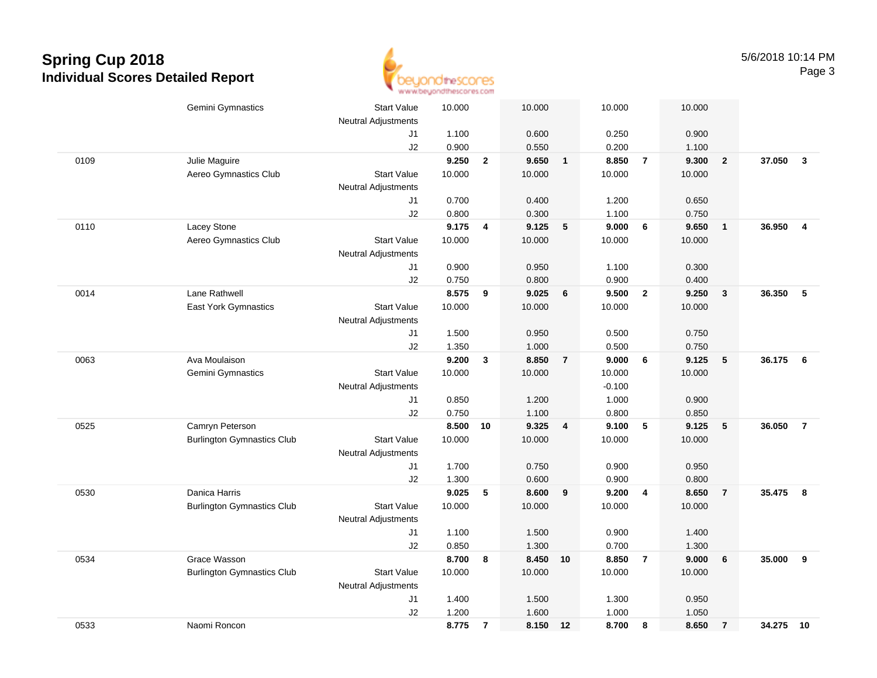# Spring Cup 2018
## Individual Scores Detailed Report

5/6/2018 10:14 PM

| | | | | | | | | | | | | |
|---|---|---|---|---|---|---|---|---|---|---|---|---|
| | Gemini Gymnastics | Start Value | 10.000 | | 10.000 | | 10.000 | | 10.000 | | | |
| | | Neutral Adjustments | | | | | | | | | | |
| | | J1 | 1.100 | | 0.600 | | 0.250 | | 0.900 | | | |
| | | J2 | 0.900 | | 0.550 | | 0.200 | | 1.100 | | | |
| 0109 | Julie Maguire | | **9.250** | **2** | **9.650** | **1** | **8.850** | **7** | **9.300** | **2** | **37.050** | **3** |
| | Aereo Gymnastics Club | Start Value | 10.000 | | 10.000 | | 10.000 | | 10.000 | | | |
| | | Neutral Adjustments | | | | | | | | | | |
| | | J1 | 0.700 | | 0.400 | | 1.200 | | 0.650 | | | |
| | | J2 | 0.800 | | 0.300 | | 1.100 | | 0.750 | | | |
| 0110 | Lacey Stone | | **9.175** | **4** | **9.125** | **5** | **9.000** | **6** | **9.650** | **1** | **36.950** | **4** |
| | Aereo Gymnastics Club | Start Value | 10.000 | | 10.000 | | 10.000 | | 10.000 | | | |
| | | Neutral Adjustments | | | | | | | | | | |
| | | J1 | 0.900 | | 0.950 | | 1.100 | | 0.300 | | | |
| | | J2 | 0.750 | | 0.800 | | 0.900 | | 0.400 | | | |
| 0014 | Lane Rathwell | | **8.575** | **9** | **9.025** | **6** | **9.500** | **2** | **9.250** | **3** | **36.350** | **5** |
| | East York Gymnastics | Start Value | 10.000 | | 10.000 | | 10.000 | | 10.000 | | | |
| | | Neutral Adjustments | | | | | | | | | | |
| | | J1 | 1.500 | | 0.950 | | 0.500 | | 0.750 | | | |
| | | J2 | 1.350 | | 1.000 | | 0.500 | | 0.750 | | | |
| 0063 | Ava Moulaison | | **9.200** | **3** | **8.850** | **7** | **9.000** | **6** | **9.125** | **5** | **36.175** | **6** |
| | Gemini Gymnastics | Start Value | 10.000 | | 10.000 | | 10.000 | | 10.000 | | | |
| | | Neutral Adjustments | | | | | -0.100 | | | | | |
| | | J1 | 0.850 | | 1.200 | | 1.000 | | 0.900 | | | |
| | | J2 | 0.750 | | 1.100 | | 0.800 | | 0.850 | | | |
| 0525 | Camryn Peterson | | **8.500** | **10** | **9.325** | **4** | **9.100** | **5** | **9.125** | **5** | **36.050** | **7** |
| | Burlington Gymnastics Club | Start Value | 10.000 | | 10.000 | | 10.000 | | 10.000 | | | |
| | | Neutral Adjustments | | | | | | | | | | |
| | | J1 | 1.700 | | 0.750 | | 0.900 | | 0.950 | | | |
| | | J2 | 1.300 | | 0.600 | | 0.900 | | 0.800 | | | |
| 0530 | Danica Harris | | **9.025** | **5** | **8.600** | **9** | **9.200** | **4** | **8.650** | **7** | **35.475** | **8** |
| | Burlington Gymnastics Club | Start Value | 10.000 | | 10.000 | | 10.000 | | 10.000 | | | |
| | | Neutral Adjustments | | | | | | | | | | |
| | | J1 | 1.100 | | 1.500 | | 0.900 | | 1.400 | | | |
| | | J2 | 0.850 | | 1.300 | | 0.700 | | 1.300 | | | |
| 0534 | Grace Wasson | | **8.700** | **8** | **8.450** | **10** | **8.850** | **7** | **9.000** | **6** | **35.000** | **9** |
| | Burlington Gymnastics Club | Start Value | 10.000 | | 10.000 | | 10.000 | | 10.000 | | | |
| | | Neutral Adjustments | | | | | | | | | | |
| | | J1 | 1.400 | | 1.500 | | 1.300 | | 0.950 | | | |
| | | J2 | 1.200 | | 1.600 | | 1.000 | | 1.050 | | | |
| 0533 | Naomi Roncon | | **8.775** | **7** | **8.150** | **12** | **8.700** | **8** | **8.650** | **7** | **34.275** | **10** |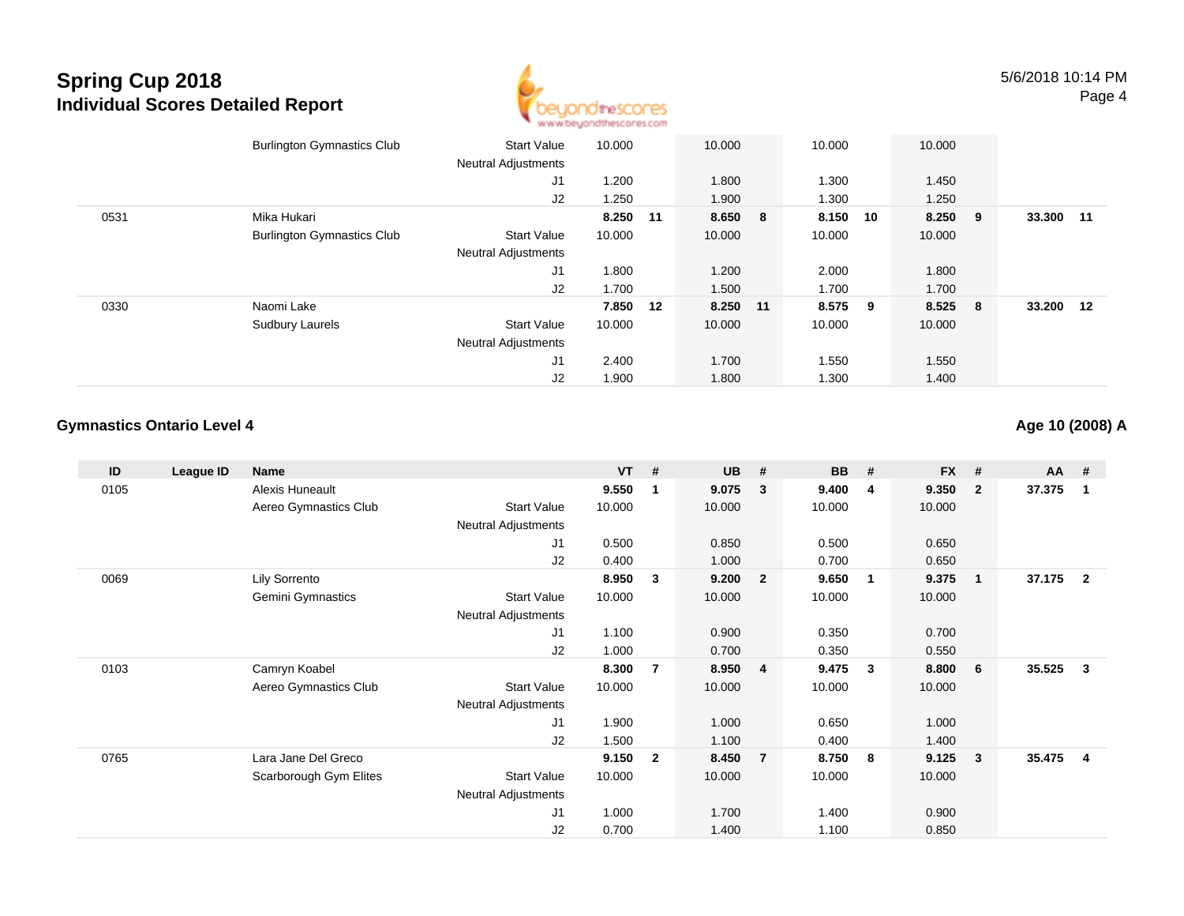# Spring Cup 2018

## Individual Scores Detailed Report

| | | | | | | | | | | | | | | |
|---|---|---|---|---|---|---|---|---|---|---|---|---|---|---|
| | | Burlington Gymnastics Club | Start Value | 10.000 | | 10.000 | | 10.000 | | 10.000 | | | |
| | | | Neutral Adjustments | | | | | | | | | | |
| | | | J1 | 1.200 | | 1.800 | | 1.300 | | 1.450 | | | |
| | | | J2 | 1.250 | | 1.900 | | 1.300 | | 1.250 | | | |
| 0531 | | Mika Hukari | | **8.250** | **11** | **8.650** | **8** | **8.150** | **10** | **8.250** | **9** | **33.300** | **11** |
| | | Burlington Gymnastics Club | Start Value | 10.000 | | 10.000 | | 10.000 | | 10.000 | | | |
| | | | Neutral Adjustments | | | | | | | | | | |
| | | | J1 | 1.800 | | 1.200 | | 2.000 | | 1.800 | | | |
| | | | J2 | 1.700 | | 1.500 | | 1.700 | | 1.700 | | | |
| 0330 | | Naomi Lake | | **7.850** | **12** | **8.250** | **11** | **8.575** | **9** | **8.525** | **8** | **33.200** | **12** |
| | | Sudbury Laurels | Start Value | 10.000 | | 10.000 | | 10.000 | | 10.000 | | | |
| | | | Neutral Adjustments | | | | | | | | | | |
| | | | J1 | 2.400 | | 1.700 | | 1.550 | | 1.550 | | | |
| | | | J2 | 1.900 | | 1.800 | | 1.300 | | 1.400 | | | |

### Gymnastics Ontario Level 4

**Age 10 (2008) A**

| ID | League ID | Name | | VT | # | UB | # | BB | # | FX | # | AA | # |
|---|---|---|---|---|---|---|---|---|---|---|---|---|---|
| 0105 | | Alexis Huneault | | **9.550** | **1** | **9.075** | **3** | **9.400** | **4** | **9.350** | **2** | **37.375** | **1** |
| | | Aereo Gymnastics Club | Start Value | 10.000 | | 10.000 | | 10.000 | | 10.000 | | | |
| | | | Neutral Adjustments | | | | | | | | | | |
| | | | J1 | 0.500 | | 0.850 | | 0.500 | | 0.650 | | | |
| | | | J2 | 0.400 | | 1.000 | | 0.700 | | 0.650 | | | |
| 0069 | | Lily Sorrento | | **8.950** | **3** | **9.200** | **2** | **9.650** | **1** | **9.375** | **1** | **37.175** | **2** |
| | | Gemini Gymnastics | Start Value | 10.000 | | 10.000 | | 10.000 | | 10.000 | | | |
| | | | Neutral Adjustments | | | | | | | | | | |
| | | | J1 | 1.100 | | 0.900 | | 0.350 | | 0.700 | | | |
| | | | J2 | 1.000 | | 0.700 | | 0.350 | | 0.550 | | | |
| 0103 | | Camryn Koabel | | **8.300** | **7** | **8.950** | **4** | **9.475** | **3** | **8.800** | **6** | **35.525** | **3** |
| | | Aereo Gymnastics Club | Start Value | 10.000 | | 10.000 | | 10.000 | | 10.000 | | | |
| | | | Neutral Adjustments | | | | | | | | | | |
| | | | J1 | 1.900 | | 1.000 | | 0.650 | | 1.000 | | | |
| | | | J2 | 1.500 | | 1.100 | | 0.400 | | 1.400 | | | |
| 0765 | | Lara Jane Del Greco | | **9.150** | **2** | **8.450** | **7** | **8.750** | **8** | **9.125** | **3** | **35.475** | **4** |
| | | Scarborough Gym Elites | Start Value | 10.000 | | 10.000 | | 10.000 | | 10.000 | | | |
| | | | Neutral Adjustments | | | | | | | | | | |
| | | | J1 | 1.000 | | 1.700 | | 1.400 | | 0.900 | | | |
| | | | J2 | 0.700 | | 1.400 | | 1.100 | | 0.850 | | | |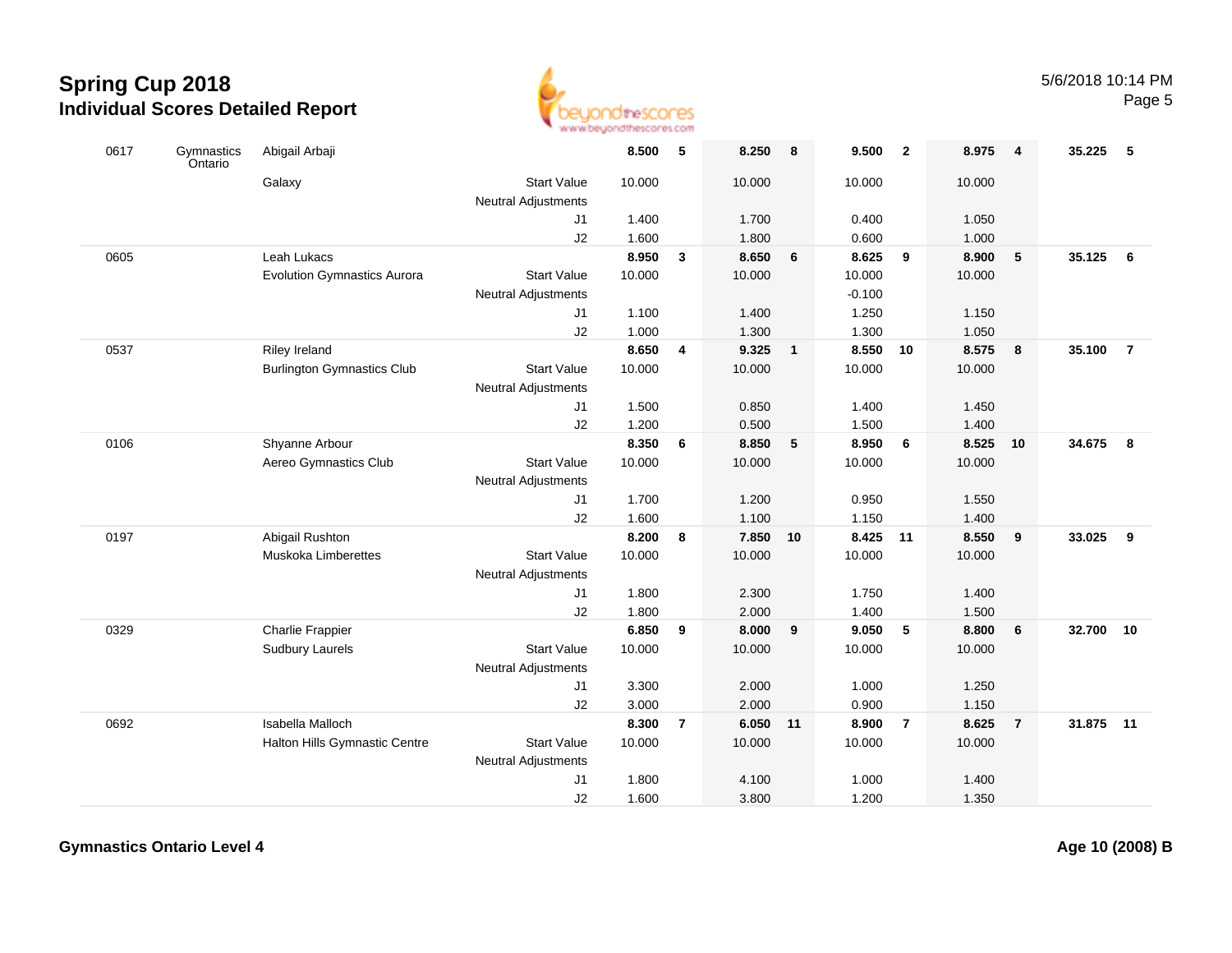# Spring Cup 2018
## Individual Scores Detailed Report

5/6/2018 10:14 PM

| | | | | | | | | | | | | | |
|---|---|---|---|---|---|---|---|---|---|---|---|---|---|
| 0617 | Gymnastics Ontario | Abigail Arbaji | | **8.500** | **5** | **8.250** | **8** | **9.500** | **2** | **8.975** | **4** | **35.225** | **5** |
| | | Galaxy | Start Value | 10.000 | | 10.000 | | 10.000 | | 10.000 | | | |
| | | | Neutral Adjustments | | | | | | | | | | |
| | | | J1 | 1.400 | | 1.700 | | 0.400 | | 1.050 | | | |
| | | | J2 | 1.600 | | 1.800 | | 0.600 | | 1.000 | | | |
| 0605 | | Leah Lukacs | | **8.950** | **3** | **8.650** | **6** | **8.625** | **9** | **8.900** | **5** | **35.125** | **6** |
| | | Evolution Gymnastics Aurora | Start Value | 10.000 | | 10.000 | | 10.000 | | 10.000 | | | |
| | | | Neutral Adjustments | | | | | -0.100 | | | | | |
| | | | J1 | 1.100 | | 1.400 | | 1.250 | | 1.150 | | | |
| | | | J2 | 1.000 | | 1.300 | | 1.300 | | 1.050 | | | |
| 0537 | | Riley Ireland | | **8.650** | **4** | **9.325** | **1** | **8.550** | **10** | **8.575** | **8** | **35.100** | **7** |
| | | Burlington Gymnastics Club | Start Value | 10.000 | | 10.000 | | 10.000 | | 10.000 | | | |
| | | | Neutral Adjustments | | | | | | | | | | |
| | | | J1 | 1.500 | | 0.850 | | 1.400 | | 1.450 | | | |
| | | | J2 | 1.200 | | 0.500 | | 1.500 | | 1.400 | | | |
| 0106 | | Shyanne Arbour | | **8.350** | **6** | **8.850** | **5** | **8.950** | **6** | **8.525** | **10** | **34.675** | **8** |
| | | Aereo Gymnastics Club | Start Value | 10.000 | | 10.000 | | 10.000 | | 10.000 | | | |
| | | | Neutral Adjustments | | | | | | | | | | |
| | | | J1 | 1.700 | | 1.200 | | 0.950 | | 1.550 | | | |
| | | | J2 | 1.600 | | 1.100 | | 1.150 | | 1.400 | | | |
| 0197 | | Abigail Rushton | | **8.200** | **8** | **7.850** | **10** | **8.425** | **11** | **8.550** | **9** | **33.025** | **9** |
| | | Muskoka Limberettes | Start Value | 10.000 | | 10.000 | | 10.000 | | 10.000 | | | |
| | | | Neutral Adjustments | | | | | | | | | | |
| | | | J1 | 1.800 | | 2.300 | | 1.750 | | 1.400 | | | |
| | | | J2 | 1.800 | | 2.000 | | 1.400 | | 1.500 | | | |
| 0329 | | Charlie Frappier | | **6.850** | **9** | **8.000** | **9** | **9.050** | **5** | **8.800** | **6** | **32.700** | **10** |
| | | Sudbury Laurels | Start Value | 10.000 | | 10.000 | | 10.000 | | 10.000 | | | |
| | | | Neutral Adjustments | | | | | | | | | | |
| | | | J1 | 3.300 | | 2.000 | | 1.000 | | 1.250 | | | |
| | | | J2 | 3.000 | | 2.000 | | 0.900 | | 1.150 | | | |
| 0692 | | Isabella Malloch | | **8.300** | **7** | **6.050** | **11** | **8.900** | **7** | **8.625** | **7** | **31.875** | **11** |
| | | Halton Hills Gymnastic Centre | Start Value | 10.000 | | 10.000 | | 10.000 | | 10.000 | | | |
| | | | Neutral Adjustments | | | | | | | | | | |
| | | | J1 | 1.800 | | 4.100 | | 1.000 | | 1.400 | | | |
| | | | J2 | 1.600 | | 3.800 | | 1.200 | | 1.350 | | | |

**Gymnastics Ontario Level 4**

**Age 10 (2008) B**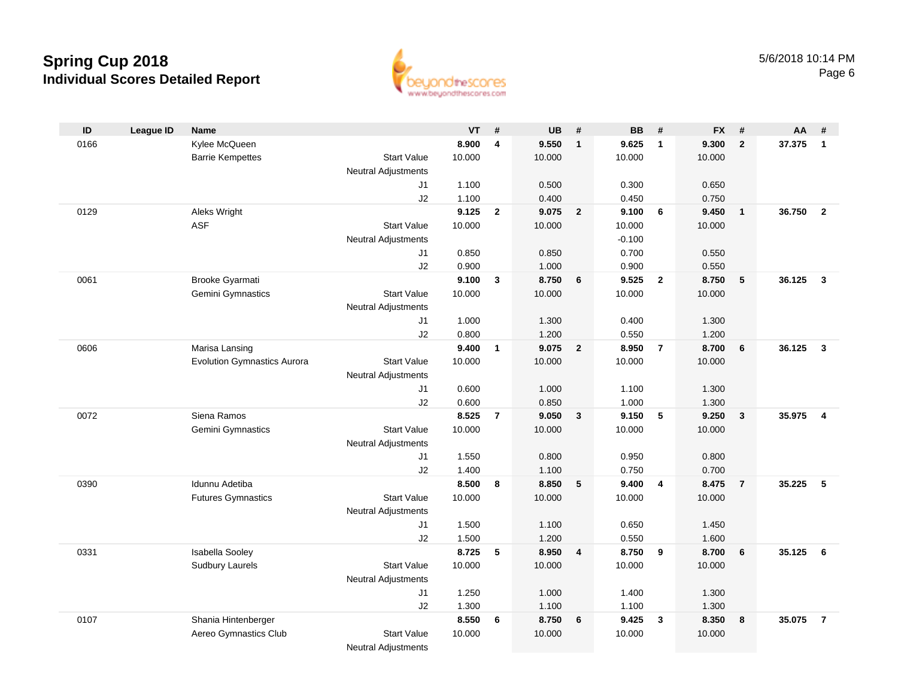# Spring Cup 2018

## Individual Scores Detailed Report

5/6/2018 10:14 PM

| ID | League ID | Name | | VT | # | UB | # | BB | # | FX | # | AA | # |
|---|---|---|---|---|---|---|---|---|---|---|---|---|---|
| 0166 | | Kylee McQueen | | **8.900** | **4** | **9.550** | **1** | **9.625** | **1** | **9.300** | **2** | **37.375** | **1** |
| | | Barrie Kempettes | Start Value | 10.000 | | 10.000 | | 10.000 | | 10.000 | | | |
| | | | Neutral Adjustments | | | | | | | | | | |
| | | | J1 | 1.100 | | 0.500 | | 0.300 | | 0.650 | | | |
| | | | J2 | 1.100 | | 0.400 | | 0.450 | | 0.750 | | | |
| 0129 | | Aleks Wright | | **9.125** | **2** | **9.075** | **2** | **9.100** | **6** | **9.450** | **1** | **36.750** | **2** |
| | | ASF | Start Value | 10.000 | | 10.000 | | 10.000 | | 10.000 | | | |
| | | | Neutral Adjustments | | | | | -0.100 | | | | | |
| | | | J1 | 0.850 | | 0.850 | | 0.700 | | 0.550 | | | |
| | | | J2 | 0.900 | | 1.000 | | 0.900 | | 0.550 | | | |
| 0061 | | Brooke Gyarmati | | **9.100** | **3** | **8.750** | **6** | **9.525** | **2** | **8.750** | **5** | **36.125** | **3** |
| | | Gemini Gymnastics | Start Value | 10.000 | | 10.000 | | 10.000 | | 10.000 | | | |
| | | | Neutral Adjustments | | | | | | | | | | |
| | | | J1 | 1.000 | | 1.300 | | 0.400 | | 1.300 | | | |
| | | | J2 | 0.800 | | 1.200 | | 0.550 | | 1.200 | | | |
| 0606 | | Marisa Lansing | | **9.400** | **1** | **9.075** | **2** | **8.950** | **7** | **8.700** | **6** | **36.125** | **3** |
| | | Evolution Gymnastics Aurora | Start Value | 10.000 | | 10.000 | | 10.000 | | 10.000 | | | |
| | | | Neutral Adjustments | | | | | | | | | | |
| | | | J1 | 0.600 | | 1.000 | | 1.100 | | 1.300 | | | |
| | | | J2 | 0.600 | | 0.850 | | 1.000 | | 1.300 | | | |
| 0072 | | Siena Ramos | | **8.525** | **7** | **9.050** | **3** | **9.150** | **5** | **9.250** | **3** | **35.975** | **4** |
| | | Gemini Gymnastics | Start Value | 10.000 | | 10.000 | | 10.000 | | 10.000 | | | |
| | | | Neutral Adjustments | | | | | | | | | | |
| | | | J1 | 1.550 | | 0.800 | | 0.950 | | 0.800 | | | |
| | | | J2 | 1.400 | | 1.100 | | 0.750 | | 0.700 | | | |
| 0390 | | Idunnu Adetiba | | **8.500** | **8** | **8.850** | **5** | **9.400** | **4** | **8.475** | **7** | **35.225** | **5** |
| | | Futures Gymnastics | Start Value | 10.000 | | 10.000 | | 10.000 | | 10.000 | | | |
| | | | Neutral Adjustments | | | | | | | | | | |
| | | | J1 | 1.500 | | 1.100 | | 0.650 | | 1.450 | | | |
| | | | J2 | 1.500 | | 1.200 | | 0.550 | | 1.600 | | | |
| 0331 | | Isabella Sooley | | **8.725** | **5** | **8.950** | **4** | **8.750** | **9** | **8.700** | **6** | **35.125** | **6** |
| | | Sudbury Laurels | Start Value | 10.000 | | 10.000 | | 10.000 | | 10.000 | | | |
| | | | Neutral Adjustments | | | | | | | | | | |
| | | | J1 | 1.250 | | 1.000 | | 1.400 | | 1.300 | | | |
| | | | J2 | 1.300 | | 1.100 | | 1.100 | | 1.300 | | | |
| 0107 | | Shania Hintenberger | | **8.550** | **6** | **8.750** | **6** | **9.425** | **3** | **8.350** | **8** | **35.075** | **7** |
| | | Aereo Gymnastics Club | Start Value | 10.000 | | 10.000 | | 10.000 | | 10.000 | | | |
| | | | Neutral Adjustments | | | | | | | | | | |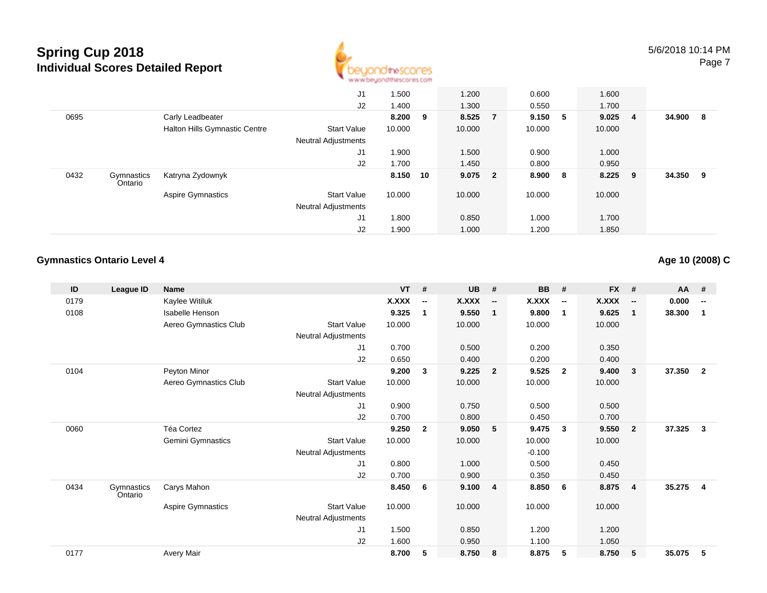| | | | | VT | # | UB | # | BB | # | FX | # | AA | # |
|---|---|---|---|---|---|---|---|---|---|---|---|---|---|
| | | | J1 | 1.500 | | 1.200 | | 0.600 | | 1.600 | | | |
| | | | J2 | 1.400 | | 1.300 | | 0.550 | | 1.700 | | | |
| 0695 | | Carly Leadbeater | | **8.200** | **9** | **8.525** | **7** | **9.150** | **5** | **9.025** | **4** | **34.900** | **8** |
| | | Halton Hills Gymnastic Centre | Start Value | 10.000 | | 10.000 | | 10.000 | | 10.000 | | | |
| | | | Neutral Adjustments | | | | | | | | | | |
| | | | J1 | 1.900 | | 1.500 | | 0.900 | | 1.000 | | | |
| | | | J2 | 1.700 | | 1.450 | | 0.800 | | 0.950 | | | |
| 0432 | Gymnastics Ontario | Katryna Zydownyk | | **8.150** | **10** | **9.075** | **2** | **8.900** | **8** | **8.225** | **9** | **34.350** | **9** |
| | | Aspire Gymnastics | Start Value | 10.000 | | 10.000 | | 10.000 | | 10.000 | | | |
| | | | Neutral Adjustments | | | | | | | | | | |
| | | | J1 | 1.800 | | 0.850 | | 1.000 | | 1.700 | | | |
| | | | J2 | 1.900 | | 1.000 | | 1.200 | | 1.850 | | | |

## Gymnastics Ontario Level 4

**Age 10 (2008) C**

| ID | League ID | Name | | VT | # | UB | # | BB | # | FX | # | AA | # |
|---|---|---|---|---|---|---|---|---|---|---|---|---|---|
| 0179 | | Kaylee Witiluk | | **X.XXX** | **--** | **X.XXX** | **--** | **X.XXX** | **--** | **X.XXX** | **--** | **0.000** | **--** |
| 0108 | | Isabelle Henson | | **9.325** | **1** | **9.550** | **1** | **9.800** | **1** | **9.625** | **1** | **38.300** | **1** |
| | | Aereo Gymnastics Club | Start Value | 10.000 | | 10.000 | | 10.000 | | 10.000 | | | |
| | | | Neutral Adjustments | | | | | | | | | | |
| | | | J1 | 0.700 | | 0.500 | | 0.200 | | 0.350 | | | |
| | | | J2 | 0.650 | | 0.400 | | 0.200 | | 0.400 | | | |
| 0104 | | Peyton Minor | | **9.200** | **3** | **9.225** | **2** | **9.525** | **2** | **9.400** | **3** | **37.350** | **2** |
| | | Aereo Gymnastics Club | Start Value | 10.000 | | 10.000 | | 10.000 | | 10.000 | | | |
| | | | Neutral Adjustments | | | | | | | | | | |
| | | | J1 | 0.900 | | 0.750 | | 0.500 | | 0.500 | | | |
| | | | J2 | 0.700 | | 0.800 | | 0.450 | | 0.700 | | | |
| 0060 | | Téa Cortez | | **9.250** | **2** | **9.050** | **5** | **9.475** | **3** | **9.550** | **2** | **37.325** | **3** |
| | | Gemini Gymnastics | Start Value | 10.000 | | 10.000 | | 10.000 | | 10.000 | | | |
| | | | Neutral Adjustments | | | | | -0.100 | | | | | |
| | | | J1 | 0.800 | | 1.000 | | 0.500 | | 0.450 | | | |
| | | | J2 | 0.700 | | 0.900 | | 0.350 | | 0.450 | | | |
| 0434 | Gymnastics Ontario | Carys Mahon | | **8.450** | **6** | **9.100** | **4** | **8.850** | **6** | **8.875** | **4** | **35.275** | **4** |
| | | Aspire Gymnastics | Start Value | 10.000 | | 10.000 | | 10.000 | | 10.000 | | | |
| | | | Neutral Adjustments | | | | | | | | | | |
| | | | J1 | 1.500 | | 0.850 | | 1.200 | | 1.200 | | | |
| | | | J2 | 1.600 | | 0.950 | | 1.100 | | 1.050 | | | |
| 0177 | | Avery Mair | | **8.700** | **5** | **8.750** | **8** | **8.875** | **5** | **8.750** | **5** | **35.075** | **5** |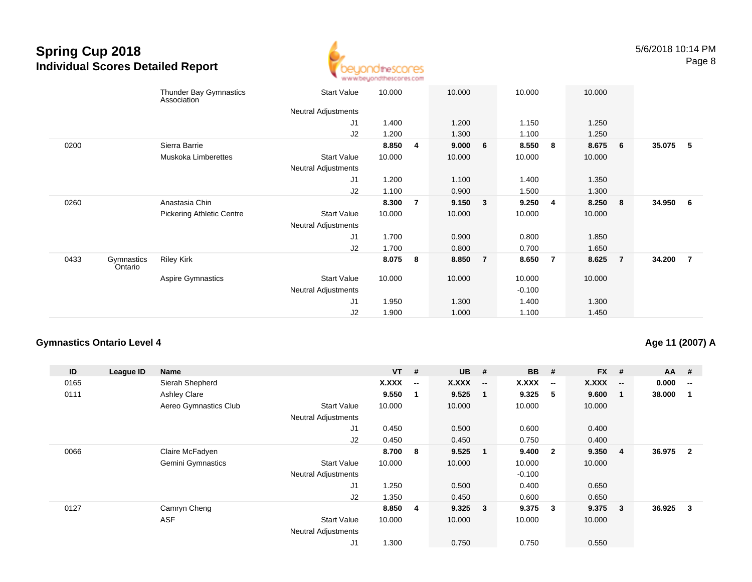# Spring Cup 2018
## Individual Scores Detailed Report

5/6/2018 10:14 PM

| ID | League ID | Name | | VT | # | UB | # | BB | # | FX | # | AA | # |
|---|---|---|---|---|---|---|---|---|---|---|---|---|---|
| | | Thunder Bay Gymnastics Association | Start Value | 10.000 | | 10.000 | | 10.000 | | 10.000 | | | |
| | | | Neutral Adjustments | | | | | | | | | | |
| | | | J1 | 1.400 | | 1.200 | | 1.150 | | 1.250 | | | |
| | | | J2 | 1.200 | | 1.300 | | 1.100 | | 1.250 | | | |
| 0200 | | Sierra Barrie | | **8.850** | **4** | **9.000** | **6** | **8.550** | **8** | **8.675** | **6** | **35.075** | **5** |
| | | Muskoka Limberettes | Start Value | 10.000 | | 10.000 | | 10.000 | | 10.000 | | | |
| | | | Neutral Adjustments | | | | | | | | | | |
| | | | J1 | 1.200 | | 1.100 | | 1.400 | | 1.350 | | | |
| | | | J2 | 1.100 | | 0.900 | | 1.500 | | 1.300 | | | |
| 0260 | | Anastasia Chin | | **8.300** | **7** | **9.150** | **3** | **9.250** | **4** | **8.250** | **8** | **34.950** | **6** |
| | | Pickering Athletic Centre | Start Value | 10.000 | | 10.000 | | 10.000 | | 10.000 | | | |
| | | | Neutral Adjustments | | | | | | | | | | |
| | | | J1 | 1.700 | | 0.900 | | 0.800 | | 1.850 | | | |
| | | | J2 | 1.700 | | 0.800 | | 0.700 | | 1.650 | | | |
| 0433 | Gymnastics Ontario | Riley Kirk | | **8.075** | **8** | **8.850** | **7** | **8.650** | **7** | **8.625** | **7** | **34.200** | **7** |
| | | Aspire Gymnastics | Start Value | 10.000 | | 10.000 | | 10.000 | | 10.000 | | | |
| | | | Neutral Adjustments | | | | | -0.100 | | | | | |
| | | | J1 | 1.950 | | 1.300 | | 1.400 | | 1.300 | | | |
| | | | J2 | 1.900 | | 1.000 | | 1.100 | | 1.450 | | | |

### Gymnastics Ontario Level 4

**Age 11 (2007) A**

| ID | League ID | Name | | VT | # | UB | # | BB | # | FX | # | AA | # |
|---|---|---|---|---|---|---|---|---|---|---|---|---|---|
| 0165 | | Sierah Shepherd | | **X.XXX** | **--** | **X.XXX** | **--** | **X.XXX** | **--** | **X.XXX** | **--** | **0.000** | **--** |
| 0111 | | Ashley Clare | | **9.550** | **1** | **9.525** | **1** | **9.325** | **5** | **9.600** | **1** | **38.000** | **1** |
| | | Aereo Gymnastics Club | Start Value | 10.000 | | 10.000 | | 10.000 | | 10.000 | | | |
| | | | Neutral Adjustments | | | | | | | | | | |
| | | | J1 | 0.450 | | 0.500 | | 0.600 | | 0.400 | | | |
| | | | J2 | 0.450 | | 0.450 | | 0.750 | | 0.400 | | | |
| 0066 | | Claire McFadyen | | **8.700** | **8** | **9.525** | **1** | **9.400** | **2** | **9.350** | **4** | **36.975** | **2** |
| | | Gemini Gymnastics | Start Value | 10.000 | | 10.000 | | 10.000 | | 10.000 | | | |
| | | | Neutral Adjustments | | | | | -0.100 | | | | | |
| | | | J1 | 1.250 | | 0.500 | | 0.400 | | 0.650 | | | |
| | | | J2 | 1.350 | | 0.450 | | 0.600 | | 0.650 | | | |
| 0127 | | Camryn Cheng | | **8.850** | **4** | **9.325** | **3** | **9.375** | **3** | **9.375** | **3** | **36.925** | **3** |
| | | ASF | Start Value | 10.000 | | 10.000 | | 10.000 | | 10.000 | | | |
| | | | Neutral Adjustments | | | | | | | | | | |
| | | | J1 | 1.300 | | 0.750 | | 0.750 | | 0.550 | | | |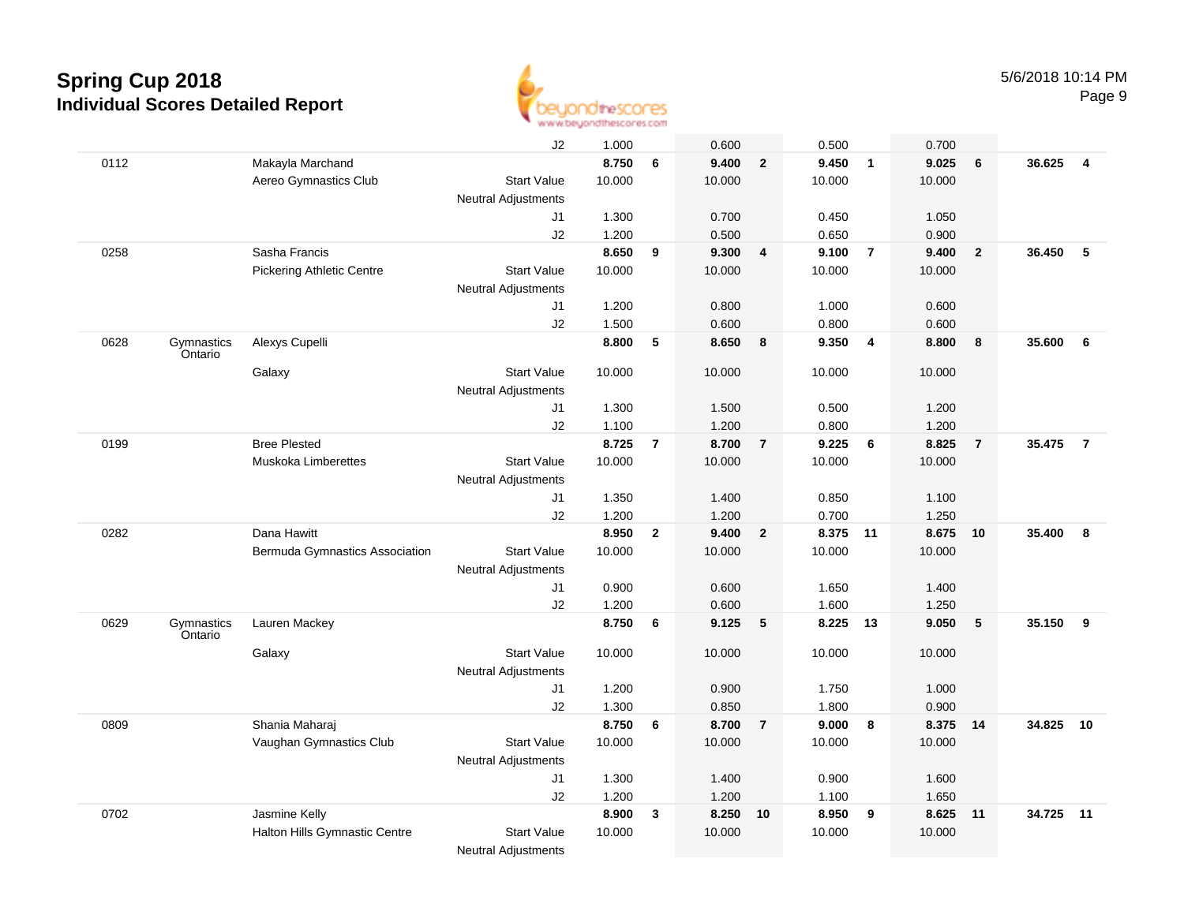# Spring Cup 2018
## Individual Scores Detailed Report

| | | | | | | | | | | | | | |
|---|---|---|---|---|---|---|---|---|---|---|---|---|---|
| | | | J2 | 1.000 | | 0.600 | | 0.500 | | 0.700 | | | |
| 0112 | | Makayla Marchand | | **8.750** | **6** | **9.400** | **2** | **9.450** | **1** | **9.025** | **6** | **36.625** | **4** |
| | | Aereo Gymnastics Club | Start Value | 10.000 | | 10.000 | | 10.000 | | 10.000 | | | |
| | | | Neutral Adjustments | | | | | | | | | | |
| | | | J1 | 1.300 | | 0.700 | | 0.450 | | 1.050 | | | |
| | | | J2 | 1.200 | | 0.500 | | 0.650 | | 0.900 | | | |
| 0258 | | Sasha Francis | | **8.650** | **9** | **9.300** | **4** | **9.100** | **7** | **9.400** | **2** | **36.450** | **5** |
| | | Pickering Athletic Centre | Start Value | 10.000 | | 10.000 | | 10.000 | | 10.000 | | | |
| | | | Neutral Adjustments | | | | | | | | | | |
| | | | J1 | 1.200 | | 0.800 | | 1.000 | | 0.600 | | | |
| | | | J2 | 1.500 | | 0.600 | | 0.800 | | 0.600 | | | |
| 0628 | Gymnastics Ontario | Alexys Cupelli | | **8.800** | **5** | **8.650** | **8** | **9.350** | **4** | **8.800** | **8** | **35.600** | **6** |
| | | Galaxy | Start Value | 10.000 | | 10.000 | | 10.000 | | 10.000 | | | |
| | | | Neutral Adjustments | | | | | | | | | | |
| | | | J1 | 1.300 | | 1.500 | | 0.500 | | 1.200 | | | |
| | | | J2 | 1.100 | | 1.200 | | 0.800 | | 1.200 | | | |
| 0199 | | Bree Plested | | **8.725** | **7** | **8.700** | **7** | **9.225** | **6** | **8.825** | **7** | **35.475** | **7** |
| | | Muskoka Limberettes | Start Value | 10.000 | | 10.000 | | 10.000 | | 10.000 | | | |
| | | | Neutral Adjustments | | | | | | | | | | |
| | | | J1 | 1.350 | | 1.400 | | 0.850 | | 1.100 | | | |
| | | | J2 | 1.200 | | 1.200 | | 0.700 | | 1.250 | | | |
| 0282 | | Dana Hawitt | | **8.950** | **2** | **9.400** | **2** | **8.375** | **11** | **8.675** | **10** | **35.400** | **8** |
| | | Bermuda Gymnastics Association | Start Value | 10.000 | | 10.000 | | 10.000 | | 10.000 | | | |
| | | | Neutral Adjustments | | | | | | | | | | |
| | | | J1 | 0.900 | | 0.600 | | 1.650 | | 1.400 | | | |
| | | | J2 | 1.200 | | 0.600 | | 1.600 | | 1.250 | | | |
| 0629 | Gymnastics Ontario | Lauren Mackey | | **8.750** | **6** | **9.125** | **5** | **8.225** | **13** | **9.050** | **5** | **35.150** | **9** |
| | | Galaxy | Start Value | 10.000 | | 10.000 | | 10.000 | | 10.000 | | | |
| | | | Neutral Adjustments | | | | | | | | | | |
| | | | J1 | 1.200 | | 0.900 | | 1.750 | | 1.000 | | | |
| | | | J2 | 1.300 | | 0.850 | | 1.800 | | 0.900 | | | |
| 0809 | | Shania Maharaj | | **8.750** | **6** | **8.700** | **7** | **9.000** | **8** | **8.375** | **14** | **34.825** | **10** |
| | | Vaughan Gymnastics Club | Start Value | 10.000 | | 10.000 | | 10.000 | | 10.000 | | | |
| | | | Neutral Adjustments | | | | | | | | | | |
| | | | J1 | 1.300 | | 1.400 | | 0.900 | | 1.600 | | | |
| | | | J2 | 1.200 | | 1.200 | | 1.100 | | 1.650 | | | |
| 0702 | | Jasmine Kelly | | **8.900** | **3** | **8.250** | **10** | **8.950** | **9** | **8.625** | **11** | **34.725** | **11** |
| | | Halton Hills Gymnastic Centre | Start Value | 10.000 | | 10.000 | | 10.000 | | 10.000 | | | |
| | | | Neutral Adjustments | | | | | | | | | | |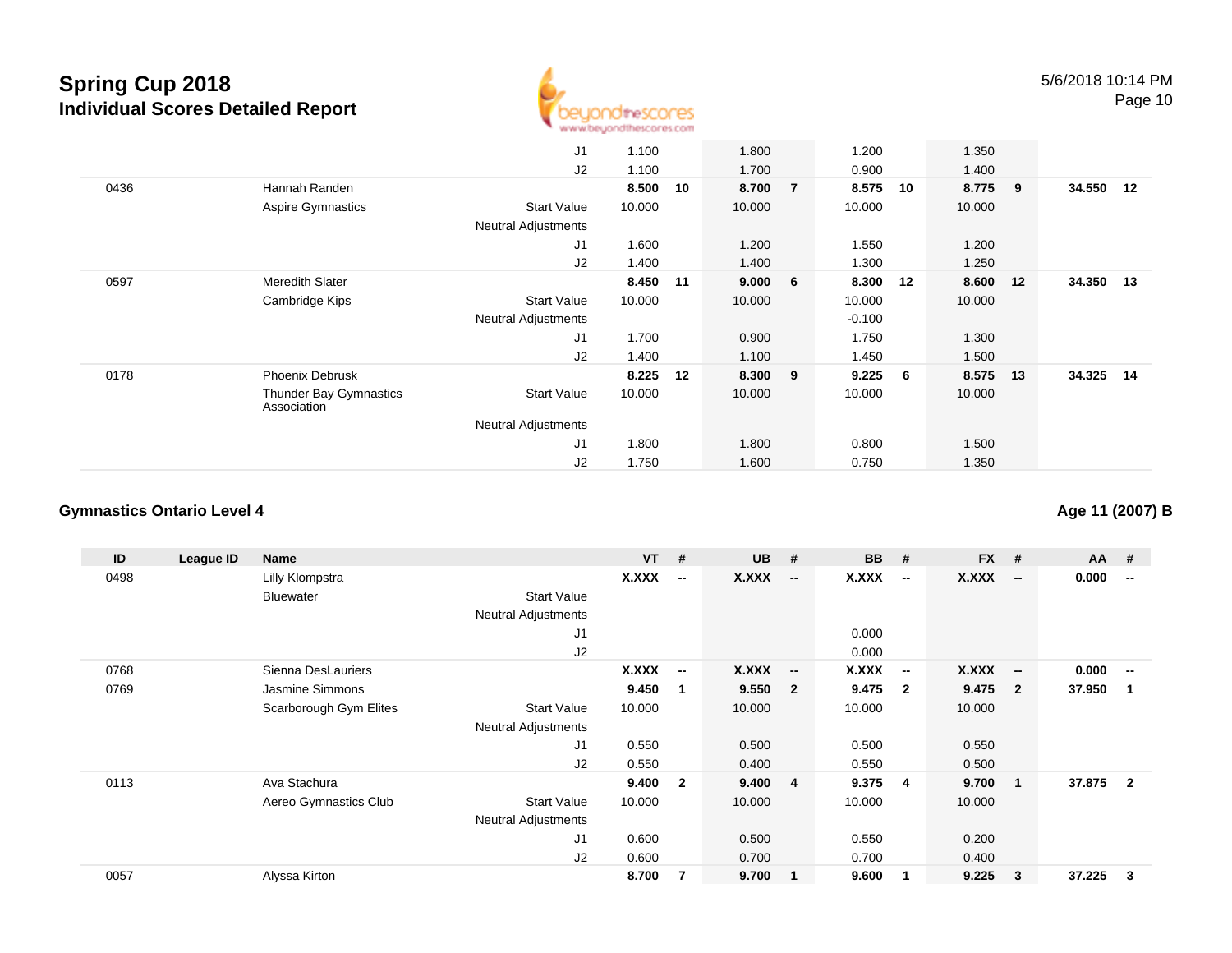# Spring Cup 2018
## Individual Scores Detailed Report

| ID | League ID | Name | | VT | # | UB | # | BB | # | FX | # | AA | # |
|---|---|---|---|---|---|---|---|---|---|---|---|---|---|
| | | | J1 | 1.100 | | 1.800 | | 1.200 | | 1.350 | | | |
| | | | J2 | 1.100 | | 1.700 | | 0.900 | | 1.400 | | | |
| 0436 | | Hannah Randen | | **8.500** | **10** | **8.700** | **7** | **8.575** | **10** | **8.775** | **9** | **34.550** | **12** |
| | | Aspire Gymnastics | Start Value | 10.000 | | 10.000 | | 10.000 | | 10.000 | | | |
| | | | Neutral Adjustments | | | | | | | | | | |
| | | | J1 | 1.600 | | 1.200 | | 1.550 | | 1.200 | | | |
| | | | J2 | 1.400 | | 1.400 | | 1.300 | | 1.250 | | | |
| 0597 | | Meredith Slater | | **8.450** | **11** | **9.000** | **6** | **8.300** | **12** | **8.600** | **12** | **34.350** | **13** |
| | | Cambridge Kips | Start Value | 10.000 | | 10.000 | | 10.000 | | 10.000 | | | |
| | | | Neutral Adjustments | | | | | -0.100 | | | | | |
| | | | J1 | 1.700 | | 0.900 | | 1.750 | | 1.300 | | | |
| | | | J2 | 1.400 | | 1.100 | | 1.450 | | 1.500 | | | |
| 0178 | | Phoenix Debrusk | | **8.225** | **12** | **8.300** | **9** | **9.225** | **6** | **8.575** | **13** | **34.325** | **14** |
| | | Thunder Bay Gymnastics Association | Start Value | 10.000 | | 10.000 | | 10.000 | | 10.000 | | | |
| | | | Neutral Adjustments | | | | | | | | | | |
| | | | J1 | 1.800 | | 1.800 | | 0.800 | | 1.500 | | | |
| | | | J2 | 1.750 | | 1.600 | | 0.750 | | 1.350 | | | |

### Gymnastics Ontario Level 4

**Age 11 (2007) B**

| ID | League ID | Name | | VT | # | UB | # | BB | # | FX | # | AA | # |
|---|---|---|---|---|---|---|---|---|---|---|---|---|---|
| 0498 | | Lilly Klompstra | | **X.XXX** | **--** | **X.XXX** | **--** | **X.XXX** | **--** | **X.XXX** | **--** | **0.000** | **--** |
| | | Bluewater | Start Value | | | | | | | | | | |
| | | | Neutral Adjustments | | | | | | | | | | |
| | | | J1 | | | | | 0.000 | | | | | |
| | | | J2 | | | | | 0.000 | | | | | |
| 0768 | | Sienna DesLauriers | | **X.XXX** | **--** | **X.XXX** | **--** | **X.XXX** | **--** | **X.XXX** | **--** | **0.000** | **--** |
| 0769 | | Jasmine Simmons | | **9.450** | **1** | **9.550** | **2** | **9.475** | **2** | **9.475** | **2** | **37.950** | **1** |
| | | Scarborough Gym Elites | Start Value | 10.000 | | 10.000 | | 10.000 | | 10.000 | | | |
| | | | Neutral Adjustments | | | | | | | | | | |
| | | | J1 | 0.550 | | 0.500 | | 0.500 | | 0.550 | | | |
| | | | J2 | 0.550 | | 0.400 | | 0.550 | | 0.500 | | | |
| 0113 | | Ava Stachura | | **9.400** | **2** | **9.400** | **4** | **9.375** | **4** | **9.700** | **1** | **37.875** | **2** |
| | | Aereo Gymnastics Club | Start Value | 10.000 | | 10.000 | | 10.000 | | 10.000 | | | |
| | | | Neutral Adjustments | | | | | | | | | | |
| | | | J1 | 0.600 | | 0.500 | | 0.550 | | 0.200 | | | |
| | | | J2 | 0.600 | | 0.700 | | 0.700 | | 0.400 | | | |
| 0057 | | Alyssa Kirton | | **8.700** | **7** | **9.700** | **1** | **9.600** | **1** | **9.225** | **3** | **37.225** | **3** |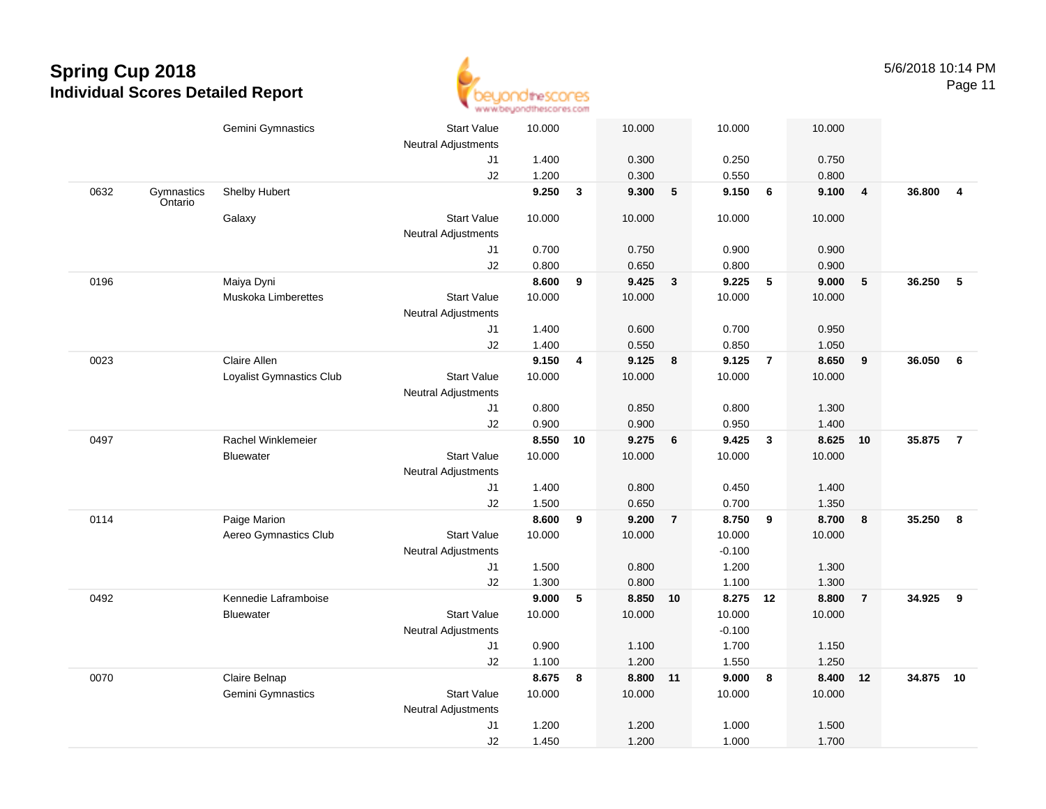# Spring Cup 2018
## Individual Scores Detailed Report

5/6/2018 10:14 PM

| | | | | | | | | | | | | | |
|---|---|---|---|---|---|---|---|---|---|---|---|---|---|
| | | Gemini Gymnastics | Start Value | 10.000 | | 10.000 | | 10.000 | | 10.000 | | | |
| | | | Neutral Adjustments | | | | | | | | | | |
| | | | J1 | 1.400 | | 0.300 | | 0.250 | | 0.750 | | | |
| | | | J2 | 1.200 | | 0.300 | | 0.550 | | 0.800 | | | |
| 0632 | Gymnastics Ontario | Shelby Hubert | | **9.250** | **3** | **9.300** | **5** | **9.150** | **6** | **9.100** | **4** | **36.800** | **4** |
| | | Galaxy | Start Value | 10.000 | | 10.000 | | 10.000 | | 10.000 | | | |
| | | | Neutral Adjustments | | | | | | | | | | |
| | | | J1 | 0.700 | | 0.750 | | 0.900 | | 0.900 | | | |
| | | | J2 | 0.800 | | 0.650 | | 0.800 | | 0.900 | | | |
| 0196 | | Maiya Dyni | | **8.600** | **9** | **9.425** | **3** | **9.225** | **5** | **9.000** | **5** | **36.250** | **5** |
| | | Muskoka Limberettes | Start Value | 10.000 | | 10.000 | | 10.000 | | 10.000 | | | |
| | | | Neutral Adjustments | | | | | | | | | | |
| | | | J1 | 1.400 | | 0.600 | | 0.700 | | 0.950 | | | |
| | | | J2 | 1.400 | | 0.550 | | 0.850 | | 1.050 | | | |
| 0023 | | Claire Allen | | **9.150** | **4** | **9.125** | **8** | **9.125** | **7** | **8.650** | **9** | **36.050** | **6** |
| | | Loyalist Gymnastics Club | Start Value | 10.000 | | 10.000 | | 10.000 | | 10.000 | | | |
| | | | Neutral Adjustments | | | | | | | | | | |
| | | | J1 | 0.800 | | 0.850 | | 0.800 | | 1.300 | | | |
| | | | J2 | 0.900 | | 0.900 | | 0.950 | | 1.400 | | | |
| 0497 | | Rachel Winklemeier | | **8.550** | **10** | **9.275** | **6** | **9.425** | **3** | **8.625** | **10** | **35.875** | **7** |
| | | Bluewater | Start Value | 10.000 | | 10.000 | | 10.000 | | 10.000 | | | |
| | | | Neutral Adjustments | | | | | | | | | | |
| | | | J1 | 1.400 | | 0.800 | | 0.450 | | 1.400 | | | |
| | | | J2 | 1.500 | | 0.650 | | 0.700 | | 1.350 | | | |
| 0114 | | Paige Marion | | **8.600** | **9** | **9.200** | **7** | **8.750** | **9** | **8.700** | **8** | **35.250** | **8** |
| | | Aereo Gymnastics Club | Start Value | 10.000 | | 10.000 | | 10.000 | | 10.000 | | | |
| | | | Neutral Adjustments | | | | | -0.100 | | | | | |
| | | | J1 | 1.500 | | 0.800 | | 1.200 | | 1.300 | | | |
| | | | J2 | 1.300 | | 0.800 | | 1.100 | | 1.300 | | | |
| 0492 | | Kennedie Laframboise | | **9.000** | **5** | **8.850** | **10** | **8.275** | **12** | **8.800** | **7** | **34.925** | **9** |
| | | Bluewater | Start Value | 10.000 | | 10.000 | | 10.000 | | 10.000 | | | |
| | | | Neutral Adjustments | | | | | -0.100 | | | | | |
| | | | J1 | 0.900 | | 1.100 | | 1.700 | | 1.150 | | | |
| | | | J2 | 1.100 | | 1.200 | | 1.550 | | 1.250 | | | |
| 0070 | | Claire Belnap | | **8.675** | **8** | **8.800** | **11** | **9.000** | **8** | **8.400** | **12** | **34.875** | **10** |
| | | Gemini Gymnastics | Start Value | 10.000 | | 10.000 | | 10.000 | | 10.000 | | | |
| | | | Neutral Adjustments | | | | | | | | | | |
| | | | J1 | 1.200 | | 1.200 | | 1.000 | | 1.500 | | | |
| | | | J2 | 1.450 | | 1.200 | | 1.000 | | 1.700 | | | |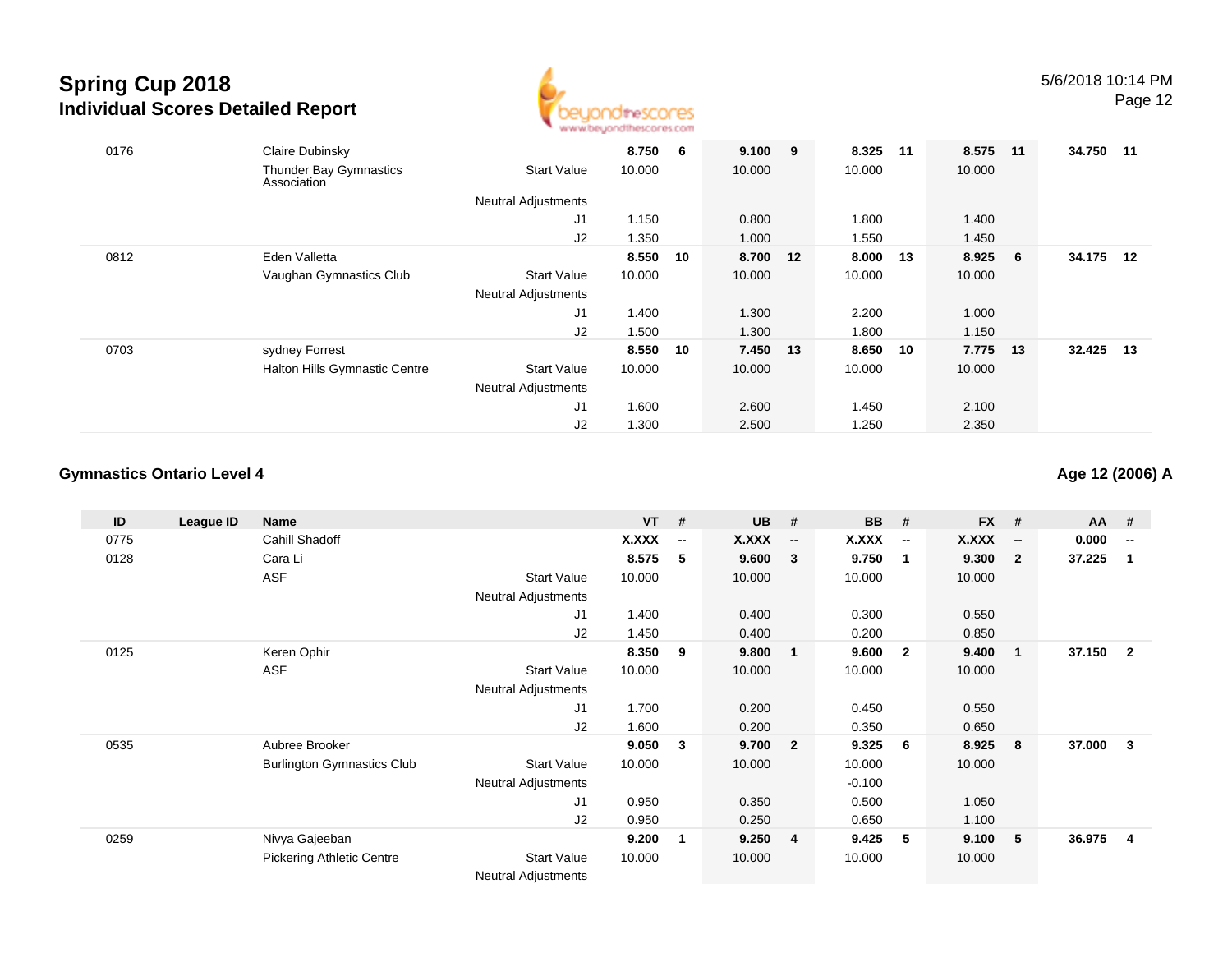# Spring Cup 2018
## Individual Scores Detailed Report

| | | | | VT | # | UB | # | BB | # | FX | # | AA | # |
|---|---|---|---|---|---|---|---|---|---|---|---|---|---|
| 0176 | | Claire Dubinsky | | 8.750 | 6 | 9.100 | 9 | 8.325 | 11 | 8.575 | 11 | 34.750 | 11 |
| | | Thunder Bay Gymnastics Association | Start Value | 10.000 | | 10.000 | | 10.000 | | 10.000 | | | |
| | | | Neutral Adjustments | | | | | | | | | | |
| | | | J1 | 1.150 | | 0.800 | | 1.800 | | 1.400 | | | |
| | | | J2 | 1.350 | | 1.000 | | 1.550 | | 1.450 | | | |
| 0812 | | Eden Valletta | | 8.550 | 10 | 8.700 | 12 | 8.000 | 13 | 8.925 | 6 | 34.175 | 12 |
| | | Vaughan Gymnastics Club | Start Value | 10.000 | | 10.000 | | 10.000 | | 10.000 | | | |
| | | | Neutral Adjustments | | | | | | | | | | |
| | | | J1 | 1.400 | | 1.300 | | 2.200 | | 1.000 | | | |
| | | | J2 | 1.500 | | 1.300 | | 1.800 | | 1.150 | | | |
| 0703 | | sydney Forrest | | 8.550 | 10 | 7.450 | 13 | 8.650 | 10 | 7.775 | 13 | 32.425 | 13 |
| | | Halton Hills Gymnastic Centre | Start Value | 10.000 | | 10.000 | | 10.000 | | 10.000 | | | |
| | | | Neutral Adjustments | | | | | | | | | | |
| | | | J1 | 1.600 | | 2.600 | | 1.450 | | 2.100 | | | |
| | | | J2 | 1.300 | | 2.500 | | 1.250 | | 2.350 | | | |

### Gymnastics Ontario Level 4

**Age 12 (2006) A**

| ID | League ID | Name | | VT | # | UB | # | BB | # | FX | # | AA | # |
|---|---|---|---|---|---|---|---|---|---|---|---|---|---|
| 0775 | | Cahill Shadoff | | X.XXX | -- | X.XXX | -- | X.XXX | -- | X.XXX | -- | 0.000 | -- |
| 0128 | | Cara Li | | 8.575 | 5 | 9.600 | 3 | 9.750 | 1 | 9.300 | 2 | 37.225 | 1 |
| | | ASF | Start Value | 10.000 | | 10.000 | | 10.000 | | 10.000 | | | |
| | | | Neutral Adjustments | | | | | | | | | | |
| | | | J1 | 1.400 | | 0.400 | | 0.300 | | 0.550 | | | |
| | | | J2 | 1.450 | | 0.400 | | 0.200 | | 0.850 | | | |
| 0125 | | Keren Ophir | | 8.350 | 9 | 9.800 | 1 | 9.600 | 2 | 9.400 | 1 | 37.150 | 2 |
| | | ASF | Start Value | 10.000 | | 10.000 | | 10.000 | | 10.000 | | | |
| | | | Neutral Adjustments | | | | | | | | | | |
| | | | J1 | 1.700 | | 0.200 | | 0.450 | | 0.550 | | | |
| | | | J2 | 1.600 | | 0.200 | | 0.350 | | 0.650 | | | |
| 0535 | | Aubree Brooker | | 9.050 | 3 | 9.700 | 2 | 9.325 | 6 | 8.925 | 8 | 37.000 | 3 |
| | | Burlington Gymnastics Club | Start Value | 10.000 | | 10.000 | | 10.000 | | 10.000 | | | |
| | | | Neutral Adjustments | | | | | -0.100 | | | | | |
| | | | J1 | 0.950 | | 0.350 | | 0.500 | | 1.050 | | | |
| | | | J2 | 0.950 | | 0.250 | | 0.650 | | 1.100 | | | |
| 0259 | | Nivya Gajeeban | | 9.200 | 1 | 9.250 | 4 | 9.425 | 5 | 9.100 | 5 | 36.975 | 4 |
| | | Pickering Athletic Centre | Start Value | 10.000 | | 10.000 | | 10.000 | | 10.000 | | | |
| | | | Neutral Adjustments | | | | | | | | | | |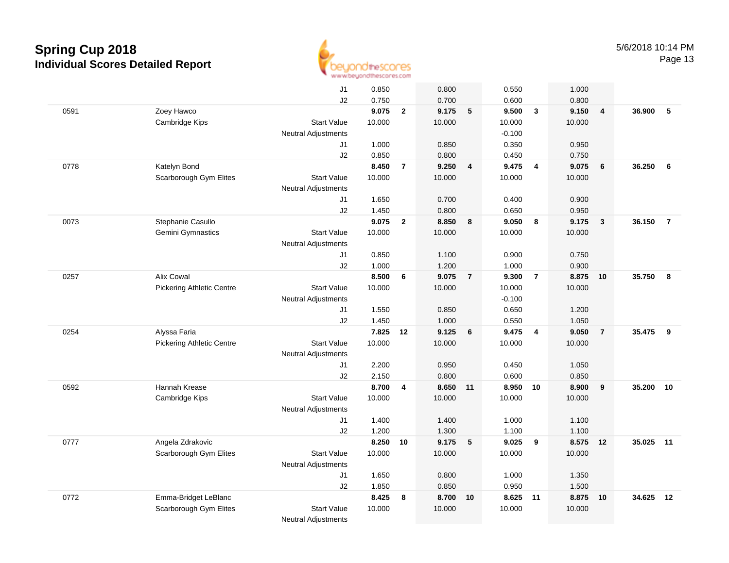# Spring Cup 2018
## Individual Scores Detailed Report

5/6/2018 10:14 PM

| # | Name / Club | | Vault | Rank | Bars | Rank | Beam | Rank | Floor | Rank | AA | Rank |
|---|---|---|---|---|---|---|---|---|---|---|---|---|
| | | J1 | 0.850 | | 0.800 | | 0.550 | | 1.000 | | | |
| | | J2 | 0.750 | | 0.700 | | 0.600 | | 0.800 | | | |
| 0591 | Zoey Hawco | | **9.075** | **2** | **9.175** | **5** | **9.500** | **3** | **9.150** | **4** | **36.900** | **5** |
| | Cambridge Kips | Start Value | 10.000 | | 10.000 | | 10.000 | | 10.000 | | | |
| | | Neutral Adjustments | | | | | -0.100 | | | | | |
| | | J1 | 1.000 | | 0.850 | | 0.350 | | 0.950 | | | |
| | | J2 | 0.850 | | 0.800 | | 0.450 | | 0.750 | | | |
| 0778 | Katelyn Bond | | **8.450** | **7** | **9.250** | **4** | **9.475** | **4** | **9.075** | **6** | **36.250** | **6** |
| | Scarborough Gym Elites | Start Value | 10.000 | | 10.000 | | 10.000 | | 10.000 | | | |
| | | Neutral Adjustments | | | | | | | | | | |
| | | J1 | 1.650 | | 0.700 | | 0.400 | | 0.900 | | | |
| | | J2 | 1.450 | | 0.800 | | 0.650 | | 0.950 | | | |
| 0073 | Stephanie Casullo | | **9.075** | **2** | **8.850** | **8** | **9.050** | **8** | **9.175** | **3** | **36.150** | **7** |
| | Gemini Gymnastics | Start Value | 10.000 | | 10.000 | | 10.000 | | 10.000 | | | |
| | | Neutral Adjustments | | | | | | | | | | |
| | | J1 | 0.850 | | 1.100 | | 0.900 | | 0.750 | | | |
| | | J2 | 1.000 | | 1.200 | | 1.000 | | 0.900 | | | |
| 0257 | Alix Cowal | | **8.500** | **6** | **9.075** | **7** | **9.300** | **7** | **8.875** | **10** | **35.750** | **8** |
| | Pickering Athletic Centre | Start Value | 10.000 | | 10.000 | | 10.000 | | 10.000 | | | |
| | | Neutral Adjustments | | | | | -0.100 | | | | | |
| | | J1 | 1.550 | | 0.850 | | 0.650 | | 1.200 | | | |
| | | J2 | 1.450 | | 1.000 | | 0.550 | | 1.050 | | | |
| 0254 | Alyssa Faria | | **7.825** | **12** | **9.125** | **6** | **9.475** | **4** | **9.050** | **7** | **35.475** | **9** |
| | Pickering Athletic Centre | Start Value | 10.000 | | 10.000 | | 10.000 | | 10.000 | | | |
| | | Neutral Adjustments | | | | | | | | | | |
| | | J1 | 2.200 | | 0.950 | | 0.450 | | 1.050 | | | |
| | | J2 | 2.150 | | 0.800 | | 0.600 | | 0.850 | | | |
| 0592 | Hannah Krease | | **8.700** | **4** | **8.650** | **11** | **8.950** | **10** | **8.900** | **9** | **35.200** | **10** |
| | Cambridge Kips | Start Value | 10.000 | | 10.000 | | 10.000 | | 10.000 | | | |
| | | Neutral Adjustments | | | | | | | | | | |
| | | J1 | 1.400 | | 1.400 | | 1.000 | | 1.100 | | | |
| | | J2 | 1.200 | | 1.300 | | 1.100 | | 1.100 | | | |
| 0777 | Angela Zdrakovic | | **8.250** | **10** | **9.175** | **5** | **9.025** | **9** | **8.575** | **12** | **35.025** | **11** |
| | Scarborough Gym Elites | Start Value | 10.000 | | 10.000 | | 10.000 | | 10.000 | | | |
| | | Neutral Adjustments | | | | | | | | | | |
| | | J1 | 1.650 | | 0.800 | | 1.000 | | 1.350 | | | |
| | | J2 | 1.850 | | 0.850 | | 0.950 | | 1.500 | | | |
| 0772 | Emma-Bridget LeBlanc | | **8.425** | **8** | **8.700** | **10** | **8.625** | **11** | **8.875** | **10** | **34.625** | **12** |
| | Scarborough Gym Elites | Start Value | 10.000 | | 10.000 | | 10.000 | | 10.000 | | | |
| | | Neutral Adjustments | | | | | | | | | | |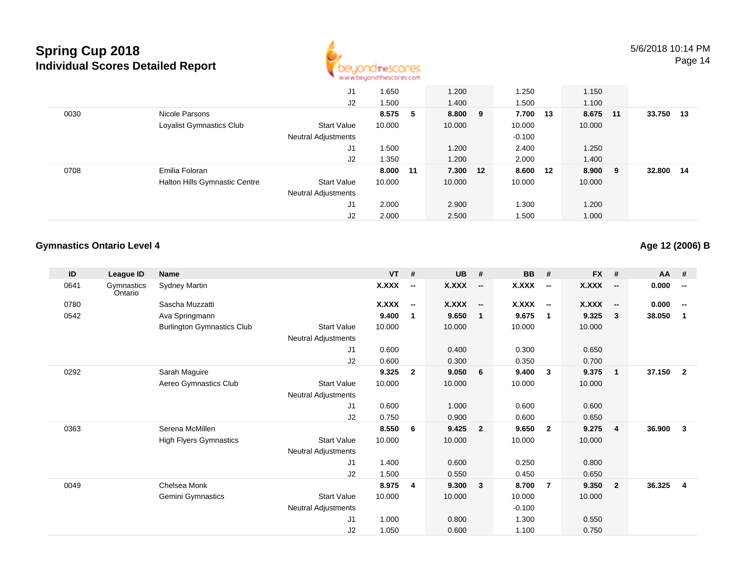# Spring Cup 2018

## Individual Scores Detailed Report

5/6/2018 10:14 PM

| | | | | VT | # | UB | # | BB | # | FX | # | AA | # |
|---|---|---|---|---|---|---|---|---|---|---|---|---|---|
| | | | J1 | 1.650 | | 1.200 | | 1.250 | | 1.150 | | | |
| | | | J2 | 1.500 | | 1.400 | | 1.500 | | 1.100 | | | |
| 0030 | | Nicole Parsons | | **8.575** | **5** | **8.800** | **9** | **7.700** | **13** | **8.675** | **11** | **33.750** | **13** |
| | | Loyalist Gymnastics Club | Start Value | 10.000 | | 10.000 | | 10.000 | | 10.000 | | | |
| | | | Neutral Adjustments | | | | | -0.100 | | | | | |
| | | | J1 | 1.500 | | 1.200 | | 2.400 | | 1.250 | | | |
| | | | J2 | 1.350 | | 1.200 | | 2.000 | | 1.400 | | | |
| 0708 | | Emilia Foloran | | **8.000** | **11** | **7.300** | **12** | **8.600** | **12** | **8.900** | **9** | **32.800** | **14** |
| | | Halton Hills Gymnastic Centre | Start Value | 10.000 | | 10.000 | | 10.000 | | 10.000 | | | |
| | | | Neutral Adjustments | | | | | | | | | | |
| | | | J1 | 2.000 | | 2.900 | | 1.300 | | 1.200 | | | |
| | | | J2 | 2.000 | | 2.500 | | 1.500 | | 1.000 | | | |

### Gymnastics Ontario Level 4

**Age 12 (2006) B**

| ID | League ID | Name | | VT | # | UB | # | BB | # | FX | # | AA | # |
|---|---|---|---|---|---|---|---|---|---|---|---|---|---|
| 0641 | Gymnastics Ontario | Sydney Martin | | **X.XXX** | **--** | **X.XXX** | **--** | **X.XXX** | **--** | **X.XXX** | **--** | **0.000** | **--** |
| 0780 | | Sascha Muzzatti | | **X.XXX** | **--** | **X.XXX** | **--** | **X.XXX** | **--** | **X.XXX** | **--** | **0.000** | **--** |
| 0542 | | Ava Springmann | | **9.400** | **1** | **9.650** | **1** | **9.675** | **1** | **9.325** | **3** | **38.050** | **1** |
| | | Burlington Gymnastics Club | Start Value | 10.000 | | 10.000 | | 10.000 | | 10.000 | | | |
| | | | Neutral Adjustments | | | | | | | | | | |
| | | | J1 | 0.600 | | 0.400 | | 0.300 | | 0.650 | | | |
| | | | J2 | 0.600 | | 0.300 | | 0.350 | | 0.700 | | | |
| 0292 | | Sarah Maguire | | **9.325** | **2** | **9.050** | **6** | **9.400** | **3** | **9.375** | **1** | **37.150** | **2** |
| | | Aereo Gymnastics Club | Start Value | 10.000 | | 10.000 | | 10.000 | | 10.000 | | | |
| | | | Neutral Adjustments | | | | | | | | | | |
| | | | J1 | 0.600 | | 1.000 | | 0.600 | | 0.600 | | | |
| | | | J2 | 0.750 | | 0.900 | | 0.600 | | 0.650 | | | |
| 0363 | | Serena McMillen | | **8.550** | **6** | **9.425** | **2** | **9.650** | **2** | **9.275** | **4** | **36.900** | **3** |
| | | High Flyers Gymnastics | Start Value | 10.000 | | 10.000 | | 10.000 | | 10.000 | | | |
| | | | Neutral Adjustments | | | | | | | | | | |
| | | | J1 | 1.400 | | 0.600 | | 0.250 | | 0.800 | | | |
| | | | J2 | 1.500 | | 0.550 | | 0.450 | | 0.650 | | | |
| 0049 | | Chelsea Monk | | **8.975** | **4** | **9.300** | **3** | **8.700** | **7** | **9.350** | **2** | **36.325** | **4** |
| | | Gemini Gymnastics | Start Value | 10.000 | | 10.000 | | 10.000 | | 10.000 | | | |
| | | | Neutral Adjustments | | | | | -0.100 | | | | | |
| | | | J1 | 1.000 | | 0.800 | | 1.300 | | 0.550 | | | |
| | | | J2 | 1.050 | | 0.600 | | 1.100 | | 0.750 | | | |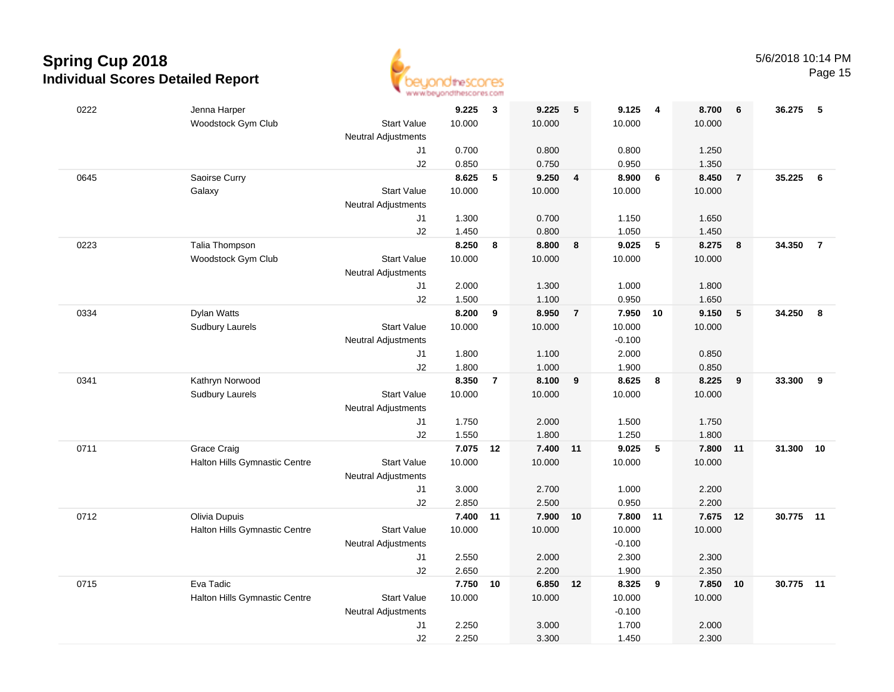# Spring Cup 2018
## Individual Scores Detailed Report

5/6/2018 10:14 PM

| | | | | | | | | | | | | |
|---|---|---|---|---|---|---|---|---|---|---|---|---|
| 0222 | Jenna Harper | | 9.225 | 3 | 9.225 | 5 | 9.125 | 4 | 8.700 | 6 | 36.275 | 5 |
| | Woodstock Gym Club | Start Value | 10.000 | | 10.000 | | 10.000 | | 10.000 | | | |
| | | Neutral Adjustments | | | | | | | | | | |
| | | J1 | 0.700 | | 0.800 | | 0.800 | | 1.250 | | | |
| | | J2 | 0.850 | | 0.750 | | 0.950 | | 1.350 | | | |
| 0645 | Saoirse Curry | | 8.625 | 5 | 9.250 | 4 | 8.900 | 6 | 8.450 | 7 | 35.225 | 6 |
| | Galaxy | Start Value | 10.000 | | 10.000 | | 10.000 | | 10.000 | | | |
| | | Neutral Adjustments | | | | | | | | | | |
| | | J1 | 1.300 | | 0.700 | | 1.150 | | 1.650 | | | |
| | | J2 | 1.450 | | 0.800 | | 1.050 | | 1.450 | | | |
| 0223 | Talia Thompson | | 8.250 | 8 | 8.800 | 8 | 9.025 | 5 | 8.275 | 8 | 34.350 | 7 |
| | Woodstock Gym Club | Start Value | 10.000 | | 10.000 | | 10.000 | | 10.000 | | | |
| | | Neutral Adjustments | | | | | | | | | | |
| | | J1 | 2.000 | | 1.300 | | 1.000 | | 1.800 | | | |
| | | J2 | 1.500 | | 1.100 | | 0.950 | | 1.650 | | | |
| 0334 | Dylan Watts | | 8.200 | 9 | 8.950 | 7 | 7.950 | 10 | 9.150 | 5 | 34.250 | 8 |
| | Sudbury Laurels | Start Value | 10.000 | | 10.000 | | 10.000 | | 10.000 | | | |
| | | Neutral Adjustments | | | | | -0.100 | | | | | |
| | | J1 | 1.800 | | 1.100 | | 2.000 | | 0.850 | | | |
| | | J2 | 1.800 | | 1.000 | | 1.900 | | 0.850 | | | |
| 0341 | Kathryn Norwood | | 8.350 | 7 | 8.100 | 9 | 8.625 | 8 | 8.225 | 9 | 33.300 | 9 |
| | Sudbury Laurels | Start Value | 10.000 | | 10.000 | | 10.000 | | 10.000 | | | |
| | | Neutral Adjustments | | | | | | | | | | |
| | | J1 | 1.750 | | 2.000 | | 1.500 | | 1.750 | | | |
| | | J2 | 1.550 | | 1.800 | | 1.250 | | 1.800 | | | |
| 0711 | Grace Craig | | 7.075 | 12 | 7.400 | 11 | 9.025 | 5 | 7.800 | 11 | 31.300 | 10 |
| | Halton Hills Gymnastic Centre | Start Value | 10.000 | | 10.000 | | 10.000 | | 10.000 | | | |
| | | Neutral Adjustments | | | | | | | | | | |
| | | J1 | 3.000 | | 2.700 | | 1.000 | | 2.200 | | | |
| | | J2 | 2.850 | | 2.500 | | 0.950 | | 2.200 | | | |
| 0712 | Olivia Dupuis | | 7.400 | 11 | 7.900 | 10 | 7.800 | 11 | 7.675 | 12 | 30.775 | 11 |
| | Halton Hills Gymnastic Centre | Start Value | 10.000 | | 10.000 | | 10.000 | | 10.000 | | | |
| | | Neutral Adjustments | | | | | -0.100 | | | | | |
| | | J1 | 2.550 | | 2.000 | | 2.300 | | 2.300 | | | |
| | | J2 | 2.650 | | 2.200 | | 1.900 | | 2.350 | | | |
| 0715 | Eva Tadic | | 7.750 | 10 | 6.850 | 12 | 8.325 | 9 | 7.850 | 10 | 30.775 | 11 |
| | Halton Hills Gymnastic Centre | Start Value | 10.000 | | 10.000 | | 10.000 | | 10.000 | | | |
| | | Neutral Adjustments | | | | | -0.100 | | | | | |
| | | J1 | 2.250 | | 3.000 | | 1.700 | | 2.000 | | | |
| | | J2 | 2.250 | | 3.300 | | 1.450 | | 2.300 | | | |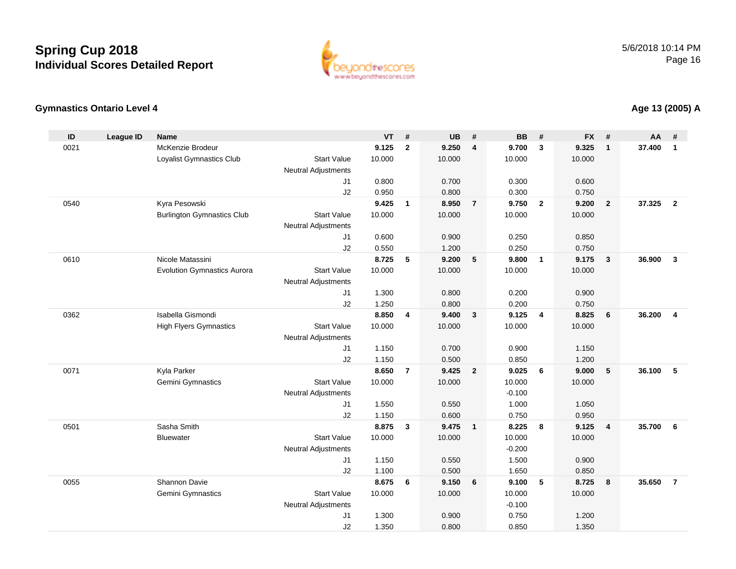# Spring Cup 2018
## Individual Scores Detailed Report

5/6/2018 10:14 PM

### Gymnastics Ontario Level 4

**Age 13 (2005) A**

| ID | League ID | Name | | | VT | # | UB | # | BB | # | FX | # | AA | # |
|---|---|---|---|---|---|---|---|---|---|---|---|---|---|---|
| 0021 | | McKenzie Brodeur | | | **9.125** | **2** | **9.250** | **4** | **9.700** | **3** | **9.325** | **1** | **37.400** | **1** |
| | | Loyalist Gymnastics Club | Start Value | | 10.000 | | 10.000 | | 10.000 | | 10.000 | | | |
| | | | Neutral Adjustments | | | | | | | | | | | |
| | | | | J1 | 0.800 | | 0.700 | | 0.300 | | 0.600 | | | |
| | | | | J2 | 0.950 | | 0.800 | | 0.300 | | 0.750 | | | |
| 0540 | | Kyra Pesowski | | | **9.425** | **1** | **8.950** | **7** | **9.750** | **2** | **9.200** | **2** | **37.325** | **2** |
| | | Burlington Gymnastics Club | Start Value | | 10.000 | | 10.000 | | 10.000 | | 10.000 | | | |
| | | | Neutral Adjustments | | | | | | | | | | | |
| | | | | J1 | 0.600 | | 0.900 | | 0.250 | | 0.850 | | | |
| | | | | J2 | 0.550 | | 1.200 | | 0.250 | | 0.750 | | | |
| 0610 | | Nicole Matassini | | | **8.725** | **5** | **9.200** | **5** | **9.800** | **1** | **9.175** | **3** | **36.900** | **3** |
| | | Evolution Gymnastics Aurora | Start Value | | 10.000 | | 10.000 | | 10.000 | | 10.000 | | | |
| | | | Neutral Adjustments | | | | | | | | | | | |
| | | | | J1 | 1.300 | | 0.800 | | 0.200 | | 0.900 | | | |
| | | | | J2 | 1.250 | | 0.800 | | 0.200 | | 0.750 | | | |
| 0362 | | Isabella Gismondi | | | **8.850** | **4** | **9.400** | **3** | **9.125** | **4** | **8.825** | **6** | **36.200** | **4** |
| | | High Flyers Gymnastics | Start Value | | 10.000 | | 10.000 | | 10.000 | | 10.000 | | | |
| | | | Neutral Adjustments | | | | | | | | | | | |
| | | | | J1 | 1.150 | | 0.700 | | 0.900 | | 1.150 | | | |
| | | | | J2 | 1.150 | | 0.500 | | 0.850 | | 1.200 | | | |
| 0071 | | Kyla Parker | | | **8.650** | **7** | **9.425** | **2** | **9.025** | **6** | **9.000** | **5** | **36.100** | **5** |
| | | Gemini Gymnastics | Start Value | | 10.000 | | 10.000 | | 10.000 | | 10.000 | | | |
| | | | Neutral Adjustments | | | | | | -0.100 | | | | | |
| | | | | J1 | 1.550 | | 0.550 | | 1.000 | | 1.050 | | | |
| | | | | J2 | 1.150 | | 0.600 | | 0.750 | | 0.950 | | | |
| 0501 | | Sasha Smith | | | **8.875** | **3** | **9.475** | **1** | **8.225** | **8** | **9.125** | **4** | **35.700** | **6** |
| | | Bluewater | Start Value | | 10.000 | | 10.000 | | 10.000 | | 10.000 | | | |
| | | | Neutral Adjustments | | | | | | -0.200 | | | | | |
| | | | | J1 | 1.150 | | 0.550 | | 1.500 | | 0.900 | | | |
| | | | | J2 | 1.100 | | 0.500 | | 1.650 | | 0.850 | | | |
| 0055 | | Shannon Davie | | | **8.675** | **6** | **9.150** | **6** | **9.100** | **5** | **8.725** | **8** | **35.650** | **7** |
| | | Gemini Gymnastics | Start Value | | 10.000 | | 10.000 | | 10.000 | | 10.000 | | | |
| | | | Neutral Adjustments | | | | | | -0.100 | | | | | |
| | | | | J1 | 1.300 | | 0.900 | | 0.750 | | 1.200 | | | |
| | | | | J2 | 1.350 | | 0.800 | | 0.850 | | 1.350 | | | |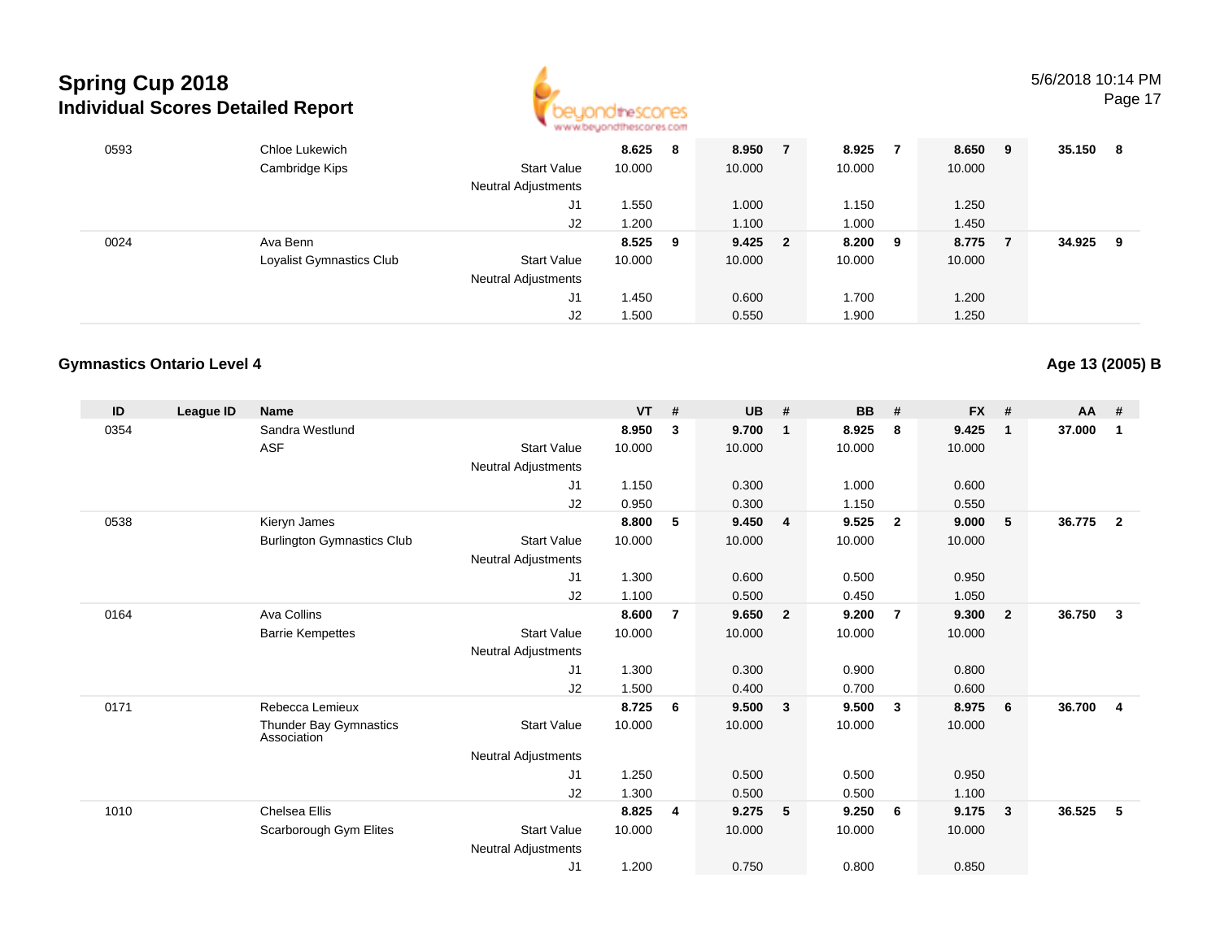| ID | League ID | Name | | VT | # | UB | # | BB | # | FX | # | AA | # |
|---|---|---|---|---|---|---|---|---|---|---|---|---|---|
| 0593 | | Chloe Lukewich | | 8.625 | 8 | 8.950 | 7 | 8.925 | 7 | 8.650 | 9 | 35.150 | 8 |
| | | Cambridge Kips | Start Value | 10.000 | | 10.000 | | 10.000 | | 10.000 | | | |
| | | | Neutral Adjustments | | | | | | | | | | |
| | | | J1 | 1.550 | | 1.000 | | 1.150 | | 1.250 | | | |
| | | | J2 | 1.200 | | 1.100 | | 1.000 | | 1.450 | | | |
| 0024 | | Ava Benn | | 8.525 | 9 | 9.425 | 2 | 8.200 | 9 | 8.775 | 7 | 34.925 | 9 |
| | | Loyalist Gymnastics Club | Start Value | 10.000 | | 10.000 | | 10.000 | | 10.000 | | | |
| | | | Neutral Adjustments | | | | | | | | | | |
| | | | J1 | 1.450 | | 0.600 | | 1.700 | | 1.200 | | | |
| | | | J2 | 1.500 | | 0.550 | | 1.900 | | 1.250 | | | |

## Gymnastics Ontario Level 4

**Age 13 (2005) B**

| ID | League ID | Name | | VT | # | UB | # | BB | # | FX | # | AA | # |
|---|---|---|---|---|---|---|---|---|---|---|---|---|---|
| 0354 | | Sandra Westlund | | 8.950 | 3 | 9.700 | 1 | 8.925 | 8 | 9.425 | 1 | 37.000 | 1 |
| | | ASF | Start Value | 10.000 | | 10.000 | | 10.000 | | 10.000 | | | |
| | | | Neutral Adjustments | | | | | | | | | | |
| | | | J1 | 1.150 | | 0.300 | | 1.000 | | 0.600 | | | |
| | | | J2 | 0.950 | | 0.300 | | 1.150 | | 0.550 | | | |
| 0538 | | Kieryn James | | 8.800 | 5 | 9.450 | 4 | 9.525 | 2 | 9.000 | 5 | 36.775 | 2 |
| | | Burlington Gymnastics Club | Start Value | 10.000 | | 10.000 | | 10.000 | | 10.000 | | | |
| | | | Neutral Adjustments | | | | | | | | | | |
| | | | J1 | 1.300 | | 0.600 | | 0.500 | | 0.950 | | | |
| | | | J2 | 1.100 | | 0.500 | | 0.450 | | 1.050 | | | |
| 0164 | | Ava Collins | | 8.600 | 7 | 9.650 | 2 | 9.200 | 7 | 9.300 | 2 | 36.750 | 3 |
| | | Barrie Kempettes | Start Value | 10.000 | | 10.000 | | 10.000 | | 10.000 | | | |
| | | | Neutral Adjustments | | | | | | | | | | |
| | | | J1 | 1.300 | | 0.300 | | 0.900 | | 0.800 | | | |
| | | | J2 | 1.500 | | 0.400 | | 0.700 | | 0.600 | | | |
| 0171 | | Rebecca Lemieux | | 8.725 | 6 | 9.500 | 3 | 9.500 | 3 | 8.975 | 6 | 36.700 | 4 |
| | | Thunder Bay Gymnastics Association | Start Value | 10.000 | | 10.000 | | 10.000 | | 10.000 | | | |
| | | | Neutral Adjustments | | | | | | | | | | |
| | | | J1 | 1.250 | | 0.500 | | 0.500 | | 0.950 | | | |
| | | | J2 | 1.300 | | 0.500 | | 0.500 | | 1.100 | | | |
| 1010 | | Chelsea Ellis | | 8.825 | 4 | 9.275 | 5 | 9.250 | 6 | 9.175 | 3 | 36.525 | 5 |
| | | Scarborough Gym Elites | Start Value | 10.000 | | 10.000 | | 10.000 | | 10.000 | | | |
| | | | Neutral Adjustments | | | | | | | | | | |
| | | | J1 | 1.200 | | 0.750 | | 0.800 | | 0.850 | | | |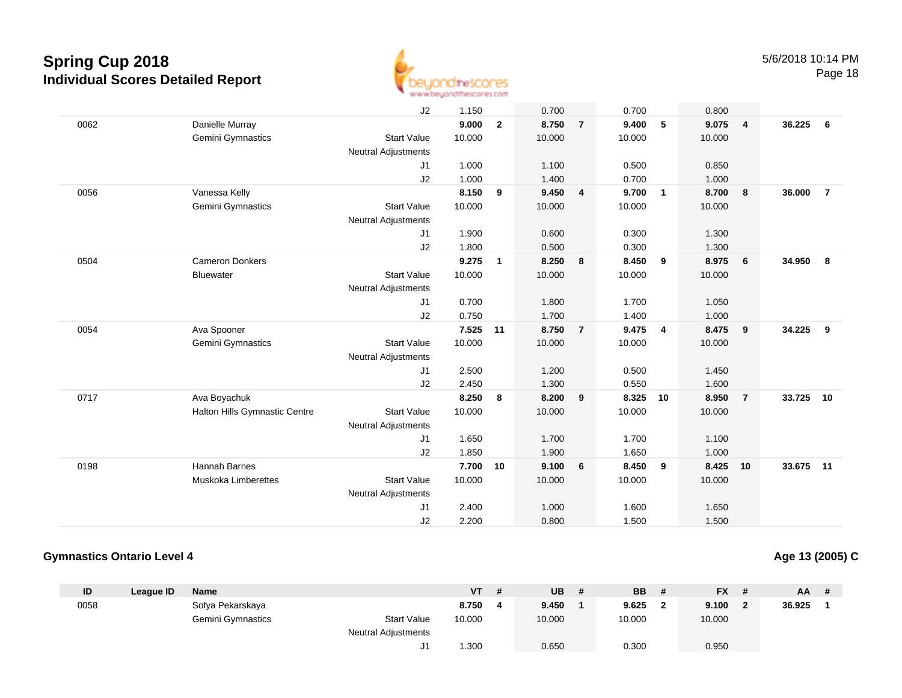# Spring Cup 2018

## Individual Scores Detailed Report

5/6/2018 10:14 PM

| ID | League ID | Name | | VT | # | UB | # | BB | # | FX | # | AA | # |
|---|---|---|---|---|---|---|---|---|---|---|---|---|---|
| | | | J2 | 1.150 | | 0.700 | | 0.700 | | 0.800 | | | |
| 0062 | | Danielle Murray | | **9.000** | **2** | **8.750** | **7** | **9.400** | **5** | **9.075** | **4** | **36.225** | **6** |
| | | Gemini Gymnastics | Start Value | 10.000 | | 10.000 | | 10.000 | | 10.000 | | | |
| | | | Neutral Adjustments | | | | | | | | | | |
| | | | J1 | 1.000 | | 1.100 | | 0.500 | | 0.850 | | | |
| | | | J2 | 1.000 | | 1.400 | | 0.700 | | 1.000 | | | |
| 0056 | | Vanessa Kelly | | **8.150** | **9** | **9.450** | **4** | **9.700** | **1** | **8.700** | **8** | **36.000** | **7** |
| | | Gemini Gymnastics | Start Value | 10.000 | | 10.000 | | 10.000 | | 10.000 | | | |
| | | | Neutral Adjustments | | | | | | | | | | |
| | | | J1 | 1.900 | | 0.600 | | 0.300 | | 1.300 | | | |
| | | | J2 | 1.800 | | 0.500 | | 0.300 | | 1.300 | | | |
| 0504 | | Cameron Donkers | | **9.275** | **1** | **8.250** | **8** | **8.450** | **9** | **8.975** | **6** | **34.950** | **8** |
| | | Bluewater | Start Value | 10.000 | | 10.000 | | 10.000 | | 10.000 | | | |
| | | | Neutral Adjustments | | | | | | | | | | |
| | | | J1 | 0.700 | | 1.800 | | 1.700 | | 1.050 | | | |
| | | | J2 | 0.750 | | 1.700 | | 1.400 | | 1.000 | | | |
| 0054 | | Ava Spooner | | **7.525** | **11** | **8.750** | **7** | **9.475** | **4** | **8.475** | **9** | **34.225** | **9** |
| | | Gemini Gymnastics | Start Value | 10.000 | | 10.000 | | 10.000 | | 10.000 | | | |
| | | | Neutral Adjustments | | | | | | | | | | |
| | | | J1 | 2.500 | | 1.200 | | 0.500 | | 1.450 | | | |
| | | | J2 | 2.450 | | 1.300 | | 0.550 | | 1.600 | | | |
| 0717 | | Ava Boyachuk | | **8.250** | **8** | **8.200** | **9** | **8.325** | **10** | **8.950** | **7** | **33.725** | **10** |
| | | Halton Hills Gymnastic Centre | Start Value | 10.000 | | 10.000 | | 10.000 | | 10.000 | | | |
| | | | Neutral Adjustments | | | | | | | | | | |
| | | | J1 | 1.650 | | 1.700 | | 1.700 | | 1.100 | | | |
| | | | J2 | 1.850 | | 1.900 | | 1.650 | | 1.000 | | | |
| 0198 | | Hannah Barnes | | **7.700** | **10** | **9.100** | **6** | **8.450** | **9** | **8.425** | **10** | **33.675** | **11** |
| | | Muskoka Limberettes | Start Value | 10.000 | | 10.000 | | 10.000 | | 10.000 | | | |
| | | | Neutral Adjustments | | | | | | | | | | |
| | | | J1 | 2.400 | | 1.000 | | 1.600 | | 1.650 | | | |
| | | | J2 | 2.200 | | 0.800 | | 1.500 | | 1.500 | | | |

### Gymnastics Ontario Level 4

**Age 13 (2005) C**

| ID | League ID | Name | | VT | # | UB | # | BB | # | FX | # | AA | # |
|---|---|---|---|---|---|---|---|---|---|---|---|---|---|
| 0058 | | Sofya Pekarskaya | | **8.750** | **4** | **9.450** | **1** | **9.625** | **2** | **9.100** | **2** | **36.925** | **1** |
| | | Gemini Gymnastics | Start Value | 10.000 | | 10.000 | | 10.000 | | 10.000 | | | |
| | | | Neutral Adjustments | | | | | | | | | | |
| | | | J1 | 1.300 | | 0.650 | | 0.300 | | 0.950 | | | |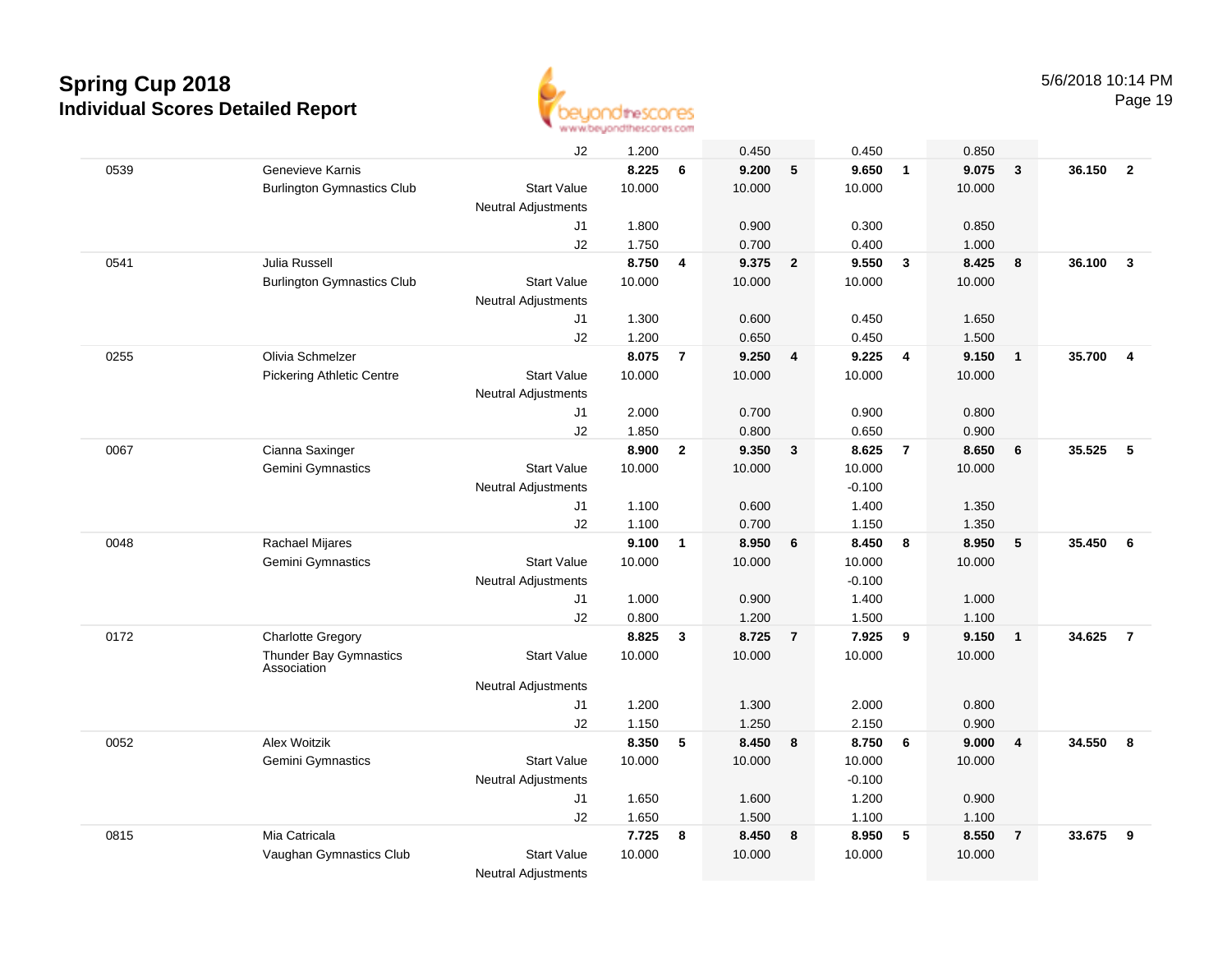# Spring Cup 2018

## Individual Scores Detailed Report

| | | | | | | | | | | | | |
|---|---|---|---|---|---|---|---|---|---|---|---|---|
| | | J2 | 1.200 | | 0.450 | | 0.450 | | 0.850 | | | |
| 0539 | Genevieve Karnis | | **8.225** | **6** | **9.200** | **5** | **9.650** | **1** | **9.075** | **3** | **36.150** | **2** |
| | Burlington Gymnastics Club | Start Value | 10.000 | | 10.000 | | 10.000 | | 10.000 | | | |
| | | Neutral Adjustments | | | | | | | | | | |
| | | J1 | 1.800 | | 0.900 | | 0.300 | | 0.850 | | | |
| | | J2 | 1.750 | | 0.700 | | 0.400 | | 1.000 | | | |
| 0541 | Julia Russell | | **8.750** | **4** | **9.375** | **2** | **9.550** | **3** | **8.425** | **8** | **36.100** | **3** |
| | Burlington Gymnastics Club | Start Value | 10.000 | | 10.000 | | 10.000 | | 10.000 | | | |
| | | Neutral Adjustments | | | | | | | | | | |
| | | J1 | 1.300 | | 0.600 | | 0.450 | | 1.650 | | | |
| | | J2 | 1.200 | | 0.650 | | 0.450 | | 1.500 | | | |
| 0255 | Olivia Schmelzer | | **8.075** | **7** | **9.250** | **4** | **9.225** | **4** | **9.150** | **1** | **35.700** | **4** |
| | Pickering Athletic Centre | Start Value | 10.000 | | 10.000 | | 10.000 | | 10.000 | | | |
| | | Neutral Adjustments | | | | | | | | | | |
| | | J1 | 2.000 | | 0.700 | | 0.900 | | 0.800 | | | |
| | | J2 | 1.850 | | 0.800 | | 0.650 | | 0.900 | | | |
| 0067 | Cianna Saxinger | | **8.900** | **2** | **9.350** | **3** | **8.625** | **7** | **8.650** | **6** | **35.525** | **5** |
| | Gemini Gymnastics | Start Value | 10.000 | | 10.000 | | 10.000 | | 10.000 | | | |
| | | Neutral Adjustments | | | | | -0.100 | | | | | |
| | | J1 | 1.100 | | 0.600 | | 1.400 | | 1.350 | | | |
| | | J2 | 1.100 | | 0.700 | | 1.150 | | 1.350 | | | |
| 0048 | Rachael Mijares | | **9.100** | **1** | **8.950** | **6** | **8.450** | **8** | **8.950** | **5** | **35.450** | **6** |
| | Gemini Gymnastics | Start Value | 10.000 | | 10.000 | | 10.000 | | 10.000 | | | |
| | | Neutral Adjustments | | | | | -0.100 | | | | | |
| | | J1 | 1.000 | | 0.900 | | 1.400 | | 1.000 | | | |
| | | J2 | 0.800 | | 1.200 | | 1.500 | | 1.100 | | | |
| 0172 | Charlotte Gregory | | **8.825** | **3** | **8.725** | **7** | **7.925** | **9** | **9.150** | **1** | **34.625** | **7** |
| | Thunder Bay Gymnastics Association | Start Value | 10.000 | | 10.000 | | 10.000 | | 10.000 | | | |
| | | Neutral Adjustments | | | | | | | | | | |
| | | J1 | 1.200 | | 1.300 | | 2.000 | | 0.800 | | | |
| | | J2 | 1.150 | | 1.250 | | 2.150 | | 0.900 | | | |
| 0052 | Alex Woitzik | | **8.350** | **5** | **8.450** | **8** | **8.750** | **6** | **9.000** | **4** | **34.550** | **8** |
| | Gemini Gymnastics | Start Value | 10.000 | | 10.000 | | 10.000 | | 10.000 | | | |
| | | Neutral Adjustments | | | | | -0.100 | | | | | |
| | | J1 | 1.650 | | 1.600 | | 1.200 | | 0.900 | | | |
| | | J2 | 1.650 | | 1.500 | | 1.100 | | 1.100 | | | |
| 0815 | Mia Catricala | | **7.725** | **8** | **8.450** | **8** | **8.950** | **5** | **8.550** | **7** | **33.675** | **9** |
| | Vaughan Gymnastics Club | Start Value | 10.000 | | 10.000 | | 10.000 | | 10.000 | | | |
| | | Neutral Adjustments | | | | | | | | | | |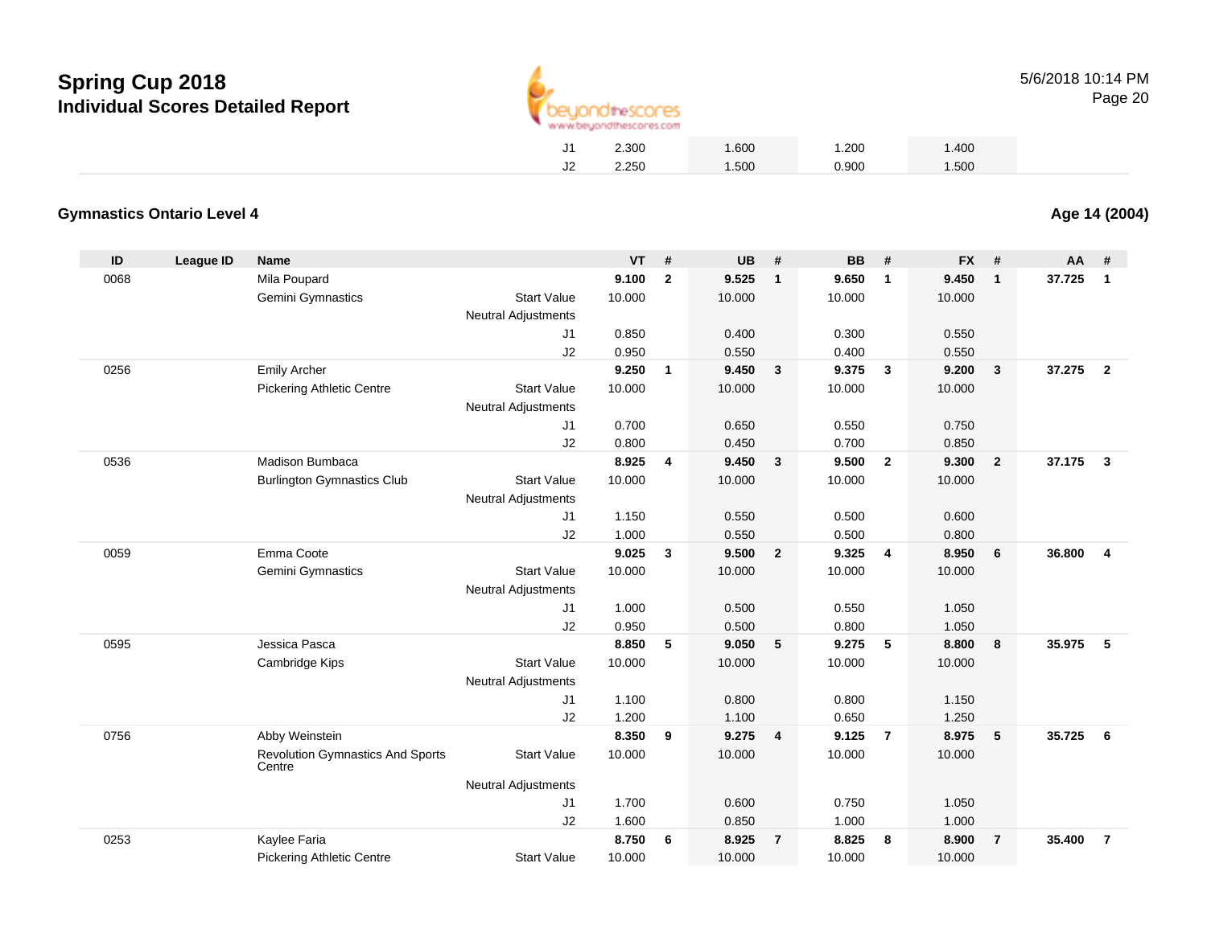## Spring Cup 2018
### Individual Scores Detailed Report

5/6/2018 10:14 PM

| | | | | | | | |
|---|---|---|---|---|---|---|---|
| J1 | 2.300 | | 1.600 | | 1.200 | | 1.400 |
| J2 | 2.250 | | 1.500 | | 0.900 | | 1.500 |

### Gymnastics Ontario Level 4

**Age 14 (2004)**

| ID | League ID | Name | | VT | # | UB | # | BB | # | FX | # | AA | # |
|---|---|---|---|---|---|---|---|---|---|---|---|---|---|
| 0068 | | Mila Poupard | | **9.100** | **2** | **9.525** | **1** | **9.650** | **1** | **9.450** | **1** | **37.725** | **1** |
| | | Gemini Gymnastics | Start Value | 10.000 | | 10.000 | | 10.000 | | 10.000 | | | |
| | | | Neutral Adjustments | | | | | | | | | | |
| | | | J1 | 0.850 | | 0.400 | | 0.300 | | 0.550 | | | |
| | | | J2 | 0.950 | | 0.550 | | 0.400 | | 0.550 | | | |
| 0256 | | Emily Archer | | **9.250** | **1** | **9.450** | **3** | **9.375** | **3** | **9.200** | **3** | **37.275** | **2** |
| | | Pickering Athletic Centre | Start Value | 10.000 | | 10.000 | | 10.000 | | 10.000 | | | |
| | | | Neutral Adjustments | | | | | | | | | | |
| | | | J1 | 0.700 | | 0.650 | | 0.550 | | 0.750 | | | |
| | | | J2 | 0.800 | | 0.450 | | 0.700 | | 0.850 | | | |
| 0536 | | Madison Bumbaca | | **8.925** | **4** | **9.450** | **3** | **9.500** | **2** | **9.300** | **2** | **37.175** | **3** |
| | | Burlington Gymnastics Club | Start Value | 10.000 | | 10.000 | | 10.000 | | 10.000 | | | |
| | | | Neutral Adjustments | | | | | | | | | | |
| | | | J1 | 1.150 | | 0.550 | | 0.500 | | 0.600 | | | |
| | | | J2 | 1.000 | | 0.550 | | 0.500 | | 0.800 | | | |
| 0059 | | Emma Coote | | **9.025** | **3** | **9.500** | **2** | **9.325** | **4** | **8.950** | **6** | **36.800** | **4** |
| | | Gemini Gymnastics | Start Value | 10.000 | | 10.000 | | 10.000 | | 10.000 | | | |
| | | | Neutral Adjustments | | | | | | | | | | |
| | | | J1 | 1.000 | | 0.500 | | 0.550 | | 1.050 | | | |
| | | | J2 | 0.950 | | 0.500 | | 0.800 | | 1.050 | | | |
| 0595 | | Jessica Pasca | | **8.850** | **5** | **9.050** | **5** | **9.275** | **5** | **8.800** | **8** | **35.975** | **5** |
| | | Cambridge Kips | Start Value | 10.000 | | 10.000 | | 10.000 | | 10.000 | | | |
| | | | Neutral Adjustments | | | | | | | | | | |
| | | | J1 | 1.100 | | 0.800 | | 0.800 | | 1.150 | | | |
| | | | J2 | 1.200 | | 1.100 | | 0.650 | | 1.250 | | | |
| 0756 | | Abby Weinstein | | **8.350** | **9** | **9.275** | **4** | **9.125** | **7** | **8.975** | **5** | **35.725** | **6** |
| | | Revolution Gymnastics And Sports Centre | Start Value | 10.000 | | 10.000 | | 10.000 | | 10.000 | | | |
| | | | Neutral Adjustments | | | | | | | | | | |
| | | | J1 | 1.700 | | 0.600 | | 0.750 | | 1.050 | | | |
| | | | J2 | 1.600 | | 0.850 | | 1.000 | | 1.000 | | | |
| 0253 | | Kaylee Faria | | **8.750** | **6** | **8.925** | **7** | **8.825** | **8** | **8.900** | **7** | **35.400** | **7** |
| | | Pickering Athletic Centre | Start Value | 10.000 | | 10.000 | | 10.000 | | 10.000 | | | |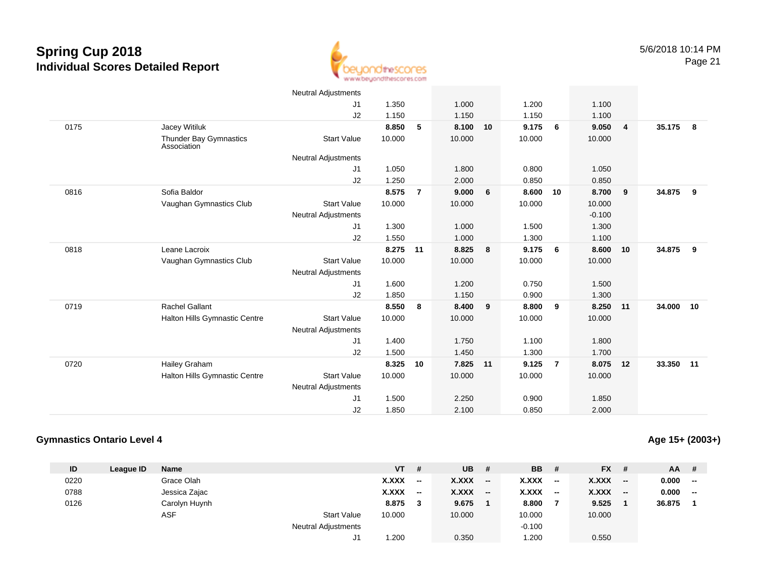## Spring Cup 2018
### Individual Scores Detailed Report

5/6/2018 10:14 PM

| ID | League ID | Name | | VT | # | UB | # | BB | # | FX | # | AA | # |
|---|---|---|---|---|---|---|---|---|---|---|---|---|---|
| | | | Neutral Adjustments | | | | | | | | | | |
| | | | J1 | 1.350 | | 1.000 | | 1.200 | | 1.100 | | | |
| | | | J2 | 1.150 | | 1.150 | | 1.150 | | 1.100 | | | |
| 0175 | | Jacey Witiluk | | **8.850** | **5** | **8.100** | **10** | **9.175** | **6** | **9.050** | **4** | **35.175** | **8** |
| | | Thunder Bay Gymnastics Association | Start Value | 10.000 | | 10.000 | | 10.000 | | 10.000 | | | |
| | | | Neutral Adjustments | | | | | | | | | | |
| | | | J1 | 1.050 | | 1.800 | | 0.800 | | 1.050 | | | |
| | | | J2 | 1.250 | | 2.000 | | 0.850 | | 0.850 | | | |
| 0816 | | Sofia Baldor | | **8.575** | **7** | **9.000** | **6** | **8.600** | **10** | **8.700** | **9** | **34.875** | **9** |
| | | Vaughan Gymnastics Club | Start Value | 10.000 | | 10.000 | | 10.000 | | 10.000 | | | |
| | | | Neutral Adjustments | | | | | | | -0.100 | | | |
| | | | J1 | 1.300 | | 1.000 | | 1.500 | | 1.300 | | | |
| | | | J2 | 1.550 | | 1.000 | | 1.300 | | 1.100 | | | |
| 0818 | | Leane Lacroix | | **8.275** | **11** | **8.825** | **8** | **9.175** | **6** | **8.600** | **10** | **34.875** | **9** |
| | | Vaughan Gymnastics Club | Start Value | 10.000 | | 10.000 | | 10.000 | | 10.000 | | | |
| | | | Neutral Adjustments | | | | | | | | | | |
| | | | J1 | 1.600 | | 1.200 | | 0.750 | | 1.500 | | | |
| | | | J2 | 1.850 | | 1.150 | | 0.900 | | 1.300 | | | |
| 0719 | | Rachel Gallant | | **8.550** | **8** | **8.400** | **9** | **8.800** | **9** | **8.250** | **11** | **34.000** | **10** |
| | | Halton Hills Gymnastic Centre | Start Value | 10.000 | | 10.000 | | 10.000 | | 10.000 | | | |
| | | | Neutral Adjustments | | | | | | | | | | |
| | | | J1 | 1.400 | | 1.750 | | 1.100 | | 1.800 | | | |
| | | | J2 | 1.500 | | 1.450 | | 1.300 | | 1.700 | | | |
| 0720 | | Hailey Graham | | **8.325** | **10** | **7.825** | **11** | **9.125** | **7** | **8.075** | **12** | **33.350** | **11** |
| | | Halton Hills Gymnastic Centre | Start Value | 10.000 | | 10.000 | | 10.000 | | 10.000 | | | |
| | | | Neutral Adjustments | | | | | | | | | | |
| | | | J1 | 1.500 | | 2.250 | | 0.900 | | 1.850 | | | |
| | | | J2 | 1.850 | | 2.100 | | 0.850 | | 2.000 | | | |

### Gymnastics Ontario Level 4

**Age 15+ (2003+)**

| ID | League ID | Name | | VT | # | UB | # | BB | # | FX | # | AA | # |
|---|---|---|---|---|---|---|---|---|---|---|---|---|---|
| 0220 | | Grace Olah | | **X.XXX** | **--** | **X.XXX** | **--** | **X.XXX** | **--** | **X.XXX** | **--** | **0.000** | **--** |
| 0788 | | Jessica Zajac | | **X.XXX** | **--** | **X.XXX** | **--** | **X.XXX** | **--** | **X.XXX** | **--** | **0.000** | **--** |
| 0126 | | Carolyn Huynh | | **8.875** | **3** | **9.675** | **1** | **8.800** | **7** | **9.525** | **1** | **36.875** | **1** |
| | | ASF | Start Value | 10.000 | | 10.000 | | 10.000 | | 10.000 | | | |
| | | | Neutral Adjustments | | | | | -0.100 | | | | | |
| | | | J1 | 1.200 | | 0.350 | | 1.200 | | 0.550 | | | |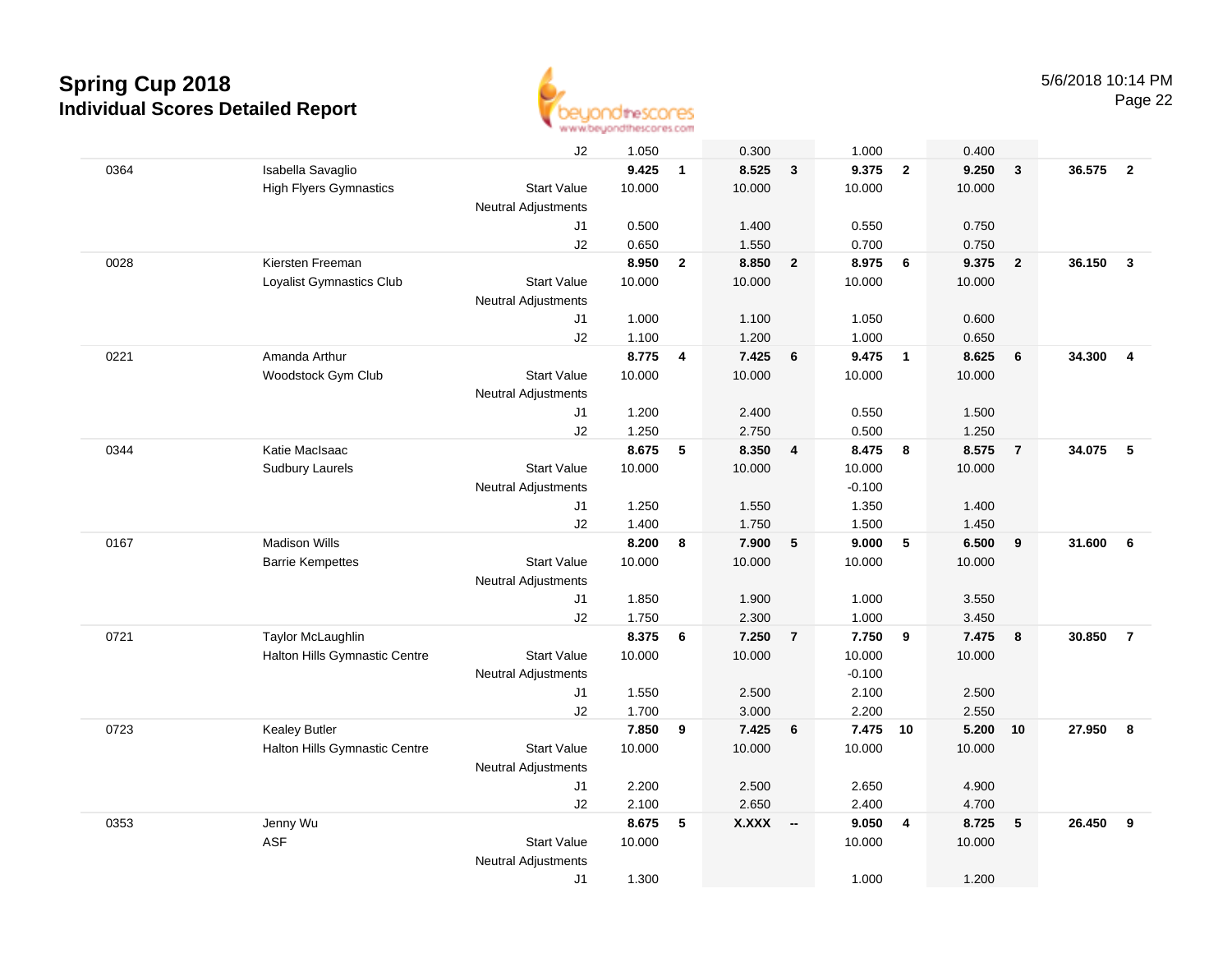# Spring Cup 2018
## Individual Scores Detailed Report

5/6/2018 10:14 PM

| # | Name | | Score | Rank | Score | Rank | Score | Rank | Score | Rank | AA | Rank |
|---|---|---|---|---|---|---|---|---|---|---|---|---|
| | | J2 | 1.050 | | 0.300 | | 1.000 | | 0.400 | | | |
| 0364 | Isabella Savaglio | | **9.425** | **1** | **8.525** | **3** | **9.375** | **2** | **9.250** | **3** | **36.575** | **2** |
| | High Flyers Gymnastics | Start Value | 10.000 | | 10.000 | | 10.000 | | 10.000 | | | |
| | | Neutral Adjustments | | | | | | | | | | |
| | | J1 | 0.500 | | 1.400 | | 0.550 | | 0.750 | | | |
| | | J2 | 0.650 | | 1.550 | | 0.700 | | 0.750 | | | |
| 0028 | Kiersten Freeman | | **8.950** | **2** | **8.850** | **2** | **8.975** | **6** | **9.375** | **2** | **36.150** | **3** |
| | Loyalist Gymnastics Club | Start Value | 10.000 | | 10.000 | | 10.000 | | 10.000 | | | |
| | | Neutral Adjustments | | | | | | | | | | |
| | | J1 | 1.000 | | 1.100 | | 1.050 | | 0.600 | | | |
| | | J2 | 1.100 | | 1.200 | | 1.000 | | 0.650 | | | |
| 0221 | Amanda Arthur | | **8.775** | **4** | **7.425** | **6** | **9.475** | **1** | **8.625** | **6** | **34.300** | **4** |
| | Woodstock Gym Club | Start Value | 10.000 | | 10.000 | | 10.000 | | 10.000 | | | |
| | | Neutral Adjustments | | | | | | | | | | |
| | | J1 | 1.200 | | 2.400 | | 0.550 | | 1.500 | | | |
| | | J2 | 1.250 | | 2.750 | | 0.500 | | 1.250 | | | |
| 0344 | Katie MacIsaac | | **8.675** | **5** | **8.350** | **4** | **8.475** | **8** | **8.575** | **7** | **34.075** | **5** |
| | Sudbury Laurels | Start Value | 10.000 | | 10.000 | | 10.000 | | 10.000 | | | |
| | | Neutral Adjustments | | | | | -0.100 | | | | | |
| | | J1 | 1.250 | | 1.550 | | 1.350 | | 1.400 | | | |
| | | J2 | 1.400 | | 1.750 | | 1.500 | | 1.450 | | | |
| 0167 | Madison Wills | | **8.200** | **8** | **7.900** | **5** | **9.000** | **5** | **6.500** | **9** | **31.600** | **6** |
| | Barrie Kempettes | Start Value | 10.000 | | 10.000 | | 10.000 | | 10.000 | | | |
| | | Neutral Adjustments | | | | | | | | | | |
| | | J1 | 1.850 | | 1.900 | | 1.000 | | 3.550 | | | |
| | | J2 | 1.750 | | 2.300 | | 1.000 | | 3.450 | | | |
| 0721 | Taylor McLaughlin | | **8.375** | **6** | **7.250** | **7** | **7.750** | **9** | **7.475** | **8** | **30.850** | **7** |
| | Halton Hills Gymnastic Centre | Start Value | 10.000 | | 10.000 | | 10.000 | | 10.000 | | | |
| | | Neutral Adjustments | | | | | -0.100 | | | | | |
| | | J1 | 1.550 | | 2.500 | | 2.100 | | 2.500 | | | |
| | | J2 | 1.700 | | 3.000 | | 2.200 | | 2.550 | | | |
| 0723 | Kealey Butler | | **7.850** | **9** | **7.425** | **6** | **7.475** | **10** | **5.200** | **10** | **27.950** | **8** |
| | Halton Hills Gymnastic Centre | Start Value | 10.000 | | 10.000 | | 10.000 | | 10.000 | | | |
| | | Neutral Adjustments | | | | | | | | | | |
| | | J1 | 2.200 | | 2.500 | | 2.650 | | 4.900 | | | |
| | | J2 | 2.100 | | 2.650 | | 2.400 | | 4.700 | | | |
| 0353 | Jenny Wu | | **8.675** | **5** | **X.XXX** | **--** | **9.050** | **4** | **8.725** | **5** | **26.450** | **9** |
| | ASF | Start Value | 10.000 | | | | 10.000 | | 10.000 | | | |
| | | Neutral Adjustments | | | | | | | | | | |
| | | J1 | 1.300 | | | | 1.000 | | 1.200 | | | |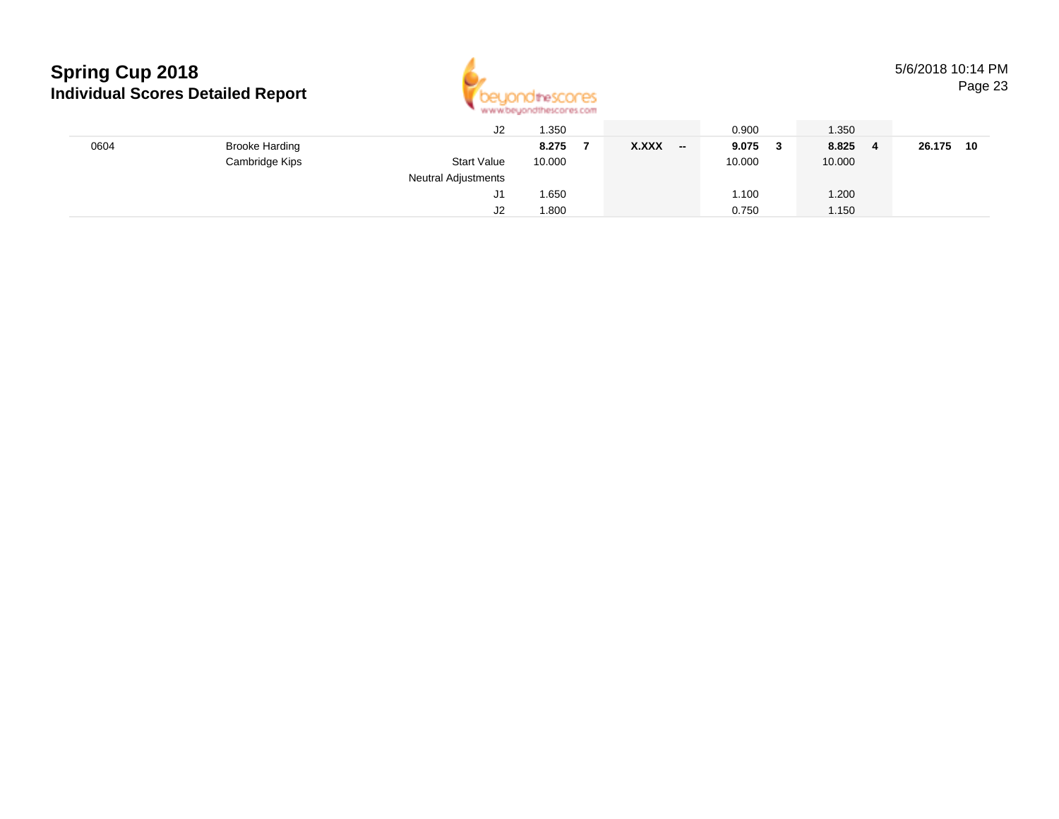**Spring Cup 2018**
**Individual Scores Detailed Report**

5/6/2018 10:14 PM

| | | | | | | | | | | | |
|---|---|---|---|---|---|---|---|---|---|---|---|
| | | J2 | 1.350 | | | | 0.900 | | 1.350 | | | |
| 0604 | Brooke Harding | | **8.275** | **7** | **X.XXX** | **--** | **9.075** | **3** | **8.825** | **4** | **26.175** | **10** |
| | Cambridge Kips | Start Value | 10.000 | | | | 10.000 | | 10.000 | | | |
| | | Neutral Adjustments | | | | | | | | | | |
| | | J1 | 1.650 | | | | 1.100 | | 1.200 | | | |
| | | J2 | 1.800 | | | | 0.750 | | 1.150 | | | |